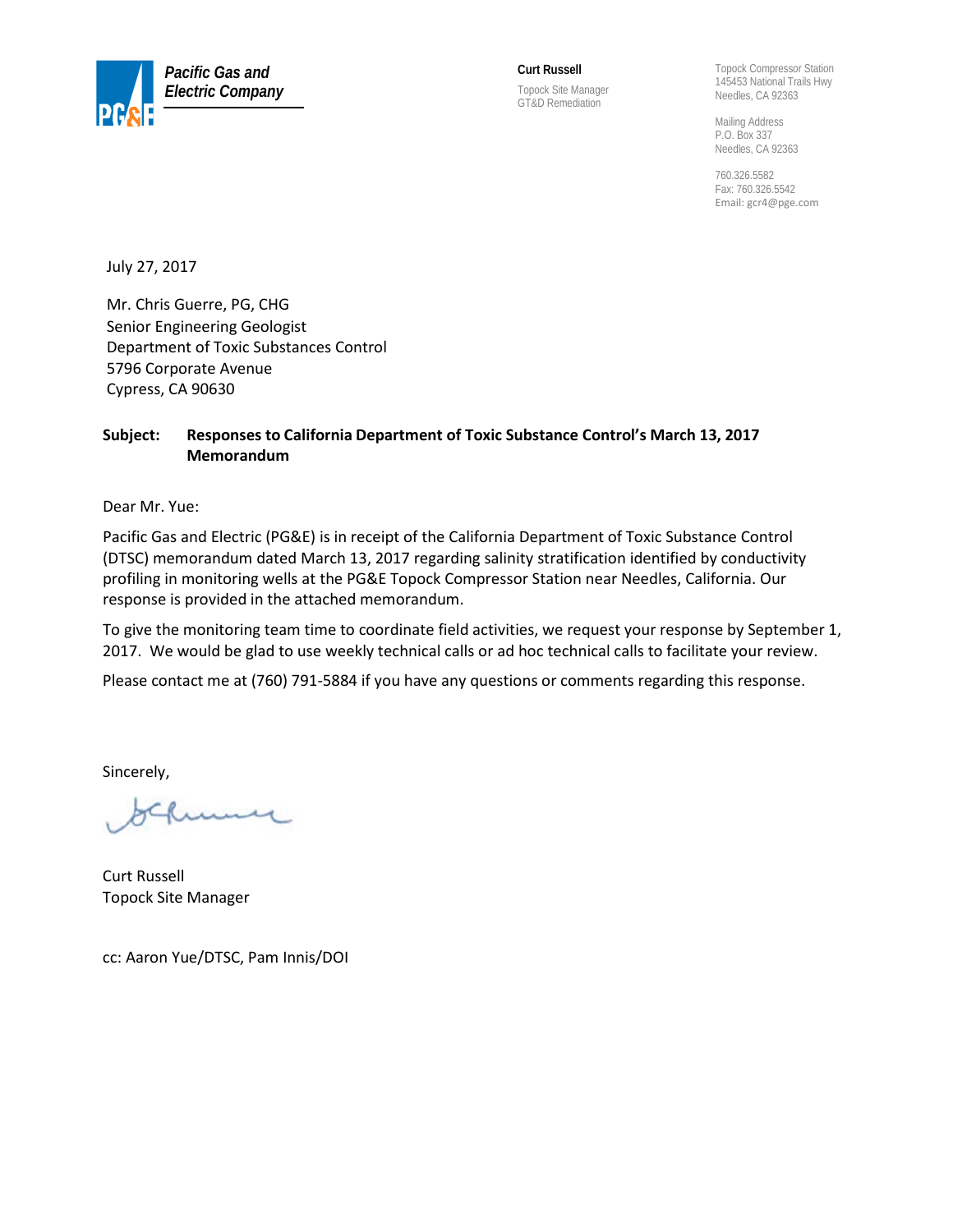**Pacific Gas and Electric Company**

**Curt Russell**
Topock Site Manager
GT&D Remediation

Topock Compressor Station
145453 National Trails Hwy
Needles, CA 92363

Mailing Address
P.O. Box 337
Needles, CA 92363

760.326.5582
Fax: 760.326.5542
Email: gcr4@pge.com

July 27, 2017

Mr. Chris Guerre, PG, CHG
Senior Engineering Geologist
Department of Toxic Substances Control
5796 Corporate Avenue
Cypress, CA 90630

**Subject: Responses to California Department of Toxic Substance Control's March 13, 2017 Memorandum**

Dear Mr. Yue:

Pacific Gas and Electric (PG&E) is in receipt of the California Department of Toxic Substance Control (DTSC) memorandum dated March 13, 2017 regarding salinity stratification identified by conductivity profiling in monitoring wells at the PG&E Topock Compressor Station near Needles, California. Our response is provided in the attached memorandum.

To give the monitoring team time to coordinate field activities, we request your response by September 1, 2017. We would be glad to use weekly technical calls or ad hoc technical calls to facilitate your review.

Please contact me at (760) 791-5884 if you have any questions or comments regarding this response.

Sincerely,

Curt Russell
Topock Site Manager

cc: Aaron Yue/DTSC, Pam Innis/DOI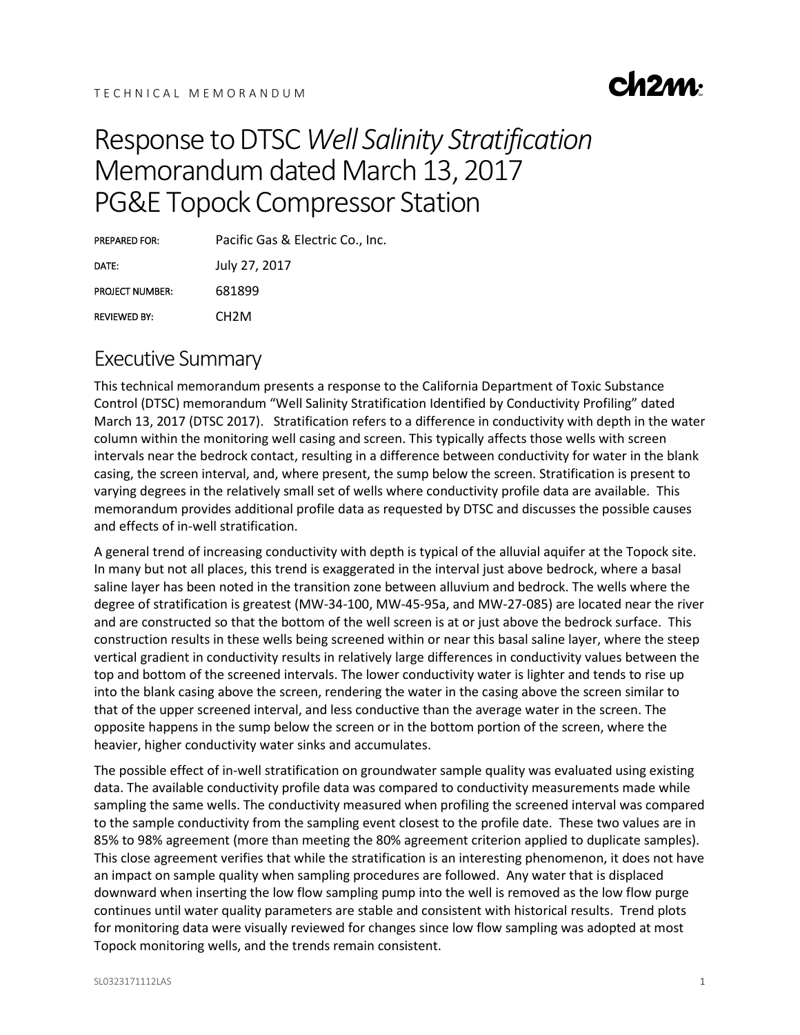TECHNICAL MEMORANDUM

# Response to DTSC *Well Salinity Stratification* Memorandum dated March 13, 2017 PG&E Topock Compressor Station

PREPARED FOR: Pacific Gas & Electric Co., Inc.

DATE: July 27, 2017

PROJECT NUMBER: 681899

REVIEWED BY: CH2M

## Executive Summary

This technical memorandum presents a response to the California Department of Toxic Substance Control (DTSC) memorandum "Well Salinity Stratification Identified by Conductivity Profiling" dated March 13, 2017 (DTSC 2017). Stratification refers to a difference in conductivity with depth in the water column within the monitoring well casing and screen. This typically affects those wells with screen intervals near the bedrock contact, resulting in a difference between conductivity for water in the blank casing, the screen interval, and, where present, the sump below the screen. Stratification is present to varying degrees in the relatively small set of wells where conductivity profile data are available. This memorandum provides additional profile data as requested by DTSC and discusses the possible causes and effects of in-well stratification.

A general trend of increasing conductivity with depth is typical of the alluvial aquifer at the Topock site. In many but not all places, this trend is exaggerated in the interval just above bedrock, where a basal saline layer has been noted in the transition zone between alluvium and bedrock. The wells where the degree of stratification is greatest (MW-34-100, MW-45-95a, and MW-27-085) are located near the river and are constructed so that the bottom of the well screen is at or just above the bedrock surface. This construction results in these wells being screened within or near this basal saline layer, where the steep vertical gradient in conductivity results in relatively large differences in conductivity values between the top and bottom of the screened intervals. The lower conductivity water is lighter and tends to rise up into the blank casing above the screen, rendering the water in the casing above the screen similar to that of the upper screened interval, and less conductive than the average water in the screen. The opposite happens in the sump below the screen or in the bottom portion of the screen, where the heavier, higher conductivity water sinks and accumulates.

The possible effect of in-well stratification on groundwater sample quality was evaluated using existing data. The available conductivity profile data was compared to conductivity measurements made while sampling the same wells. The conductivity measured when profiling the screened interval was compared to the sample conductivity from the sampling event closest to the profile date. These two values are in 85% to 98% agreement (more than meeting the 80% agreement criterion applied to duplicate samples). This close agreement verifies that while the stratification is an interesting phenomenon, it does not have an impact on sample quality when sampling procedures are followed. Any water that is displaced downward when inserting the low flow sampling pump into the well is removed as the low flow purge continues until water quality parameters are stable and consistent with historical results. Trend plots for monitoring data were visually reviewed for changes since low flow sampling was adopted at most Topock monitoring wells, and the trends remain consistent.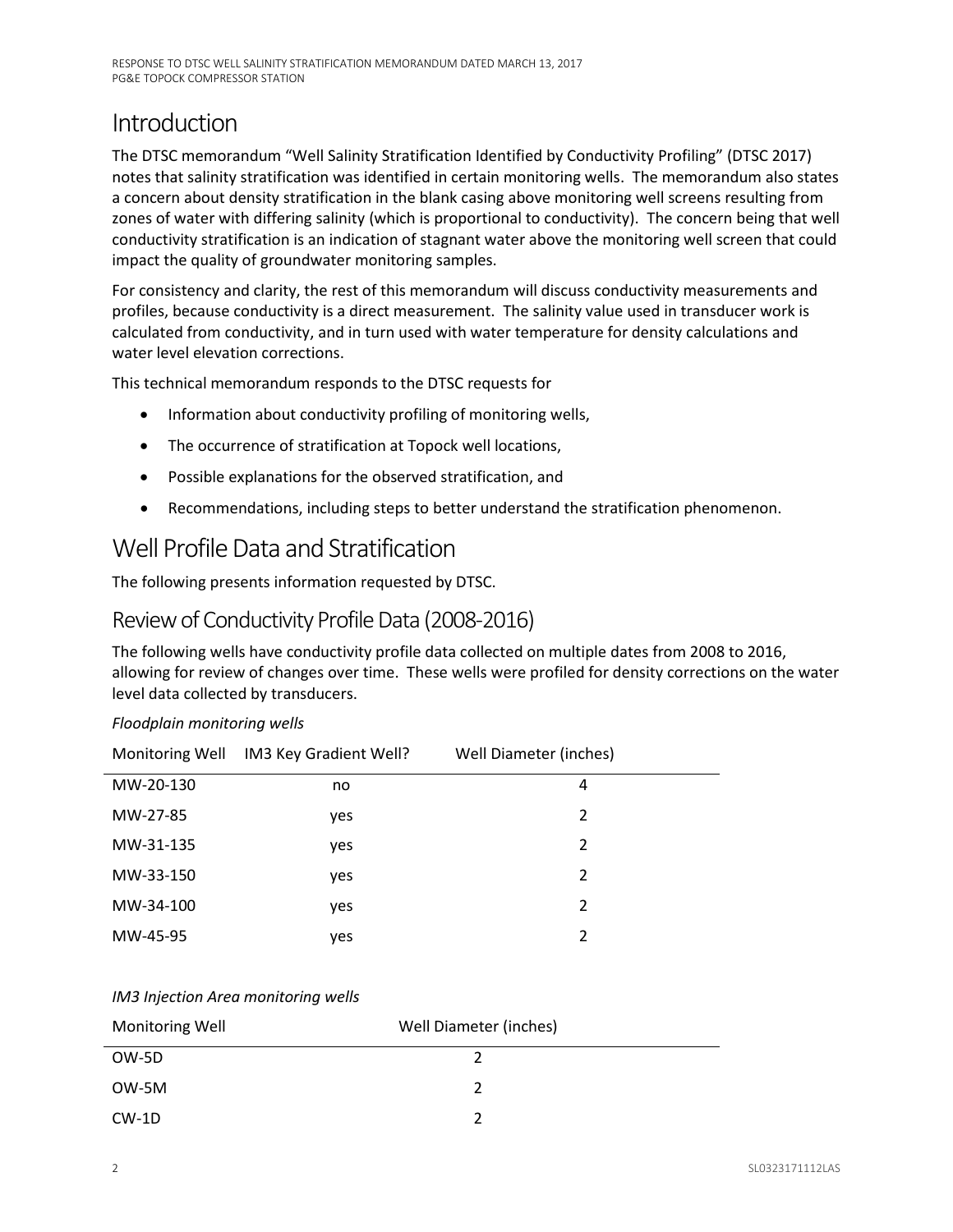# Introduction

The DTSC memorandum “Well Salinity Stratification Identified by Conductivity Profiling” (DTSC 2017) notes that salinity stratification was identified in certain monitoring wells. The memorandum also states a concern about density stratification in the blank casing above monitoring well screens resulting from zones of water with differing salinity (which is proportional to conductivity). The concern being that well conductivity stratification is an indication of stagnant water above the monitoring well screen that could impact the quality of groundwater monitoring samples.

For consistency and clarity, the rest of this memorandum will discuss conductivity measurements and profiles, because conductivity is a direct measurement. The salinity value used in transducer work is calculated from conductivity, and in turn used with water temperature for density calculations and water level elevation corrections.

This technical memorandum responds to the DTSC requests for

- Information about conductivity profiling of monitoring wells,
- The occurrence of stratification at Topock well locations,
- Possible explanations for the observed stratification, and
- Recommendations, including steps to better understand the stratification phenomenon.

# Well Profile Data and Stratification

The following presents information requested by DTSC.

## Review of Conductivity Profile Data (2008-2016)

The following wells have conductivity profile data collected on multiple dates from 2008 to 2016, allowing for review of changes over time. These wells were profiled for density corrections on the water level data collected by transducers.

*Floodplain monitoring wells*

| Monitoring Well | IM3 Key Gradient Well? | Well Diameter (inches) |
|---|---|---|
| MW-20-130 | no | 4 |
| MW-27-85 | yes | 2 |
| MW-31-135 | yes | 2 |
| MW-33-150 | yes | 2 |
| MW-34-100 | yes | 2 |
| MW-45-95 | yes | 2 |

*IM3 Injection Area monitoring wells*

| Monitoring Well | Well Diameter (inches) |
|---|---|
| OW-5D | 2 |
| OW-5M | 2 |
| CW-1D | 2 |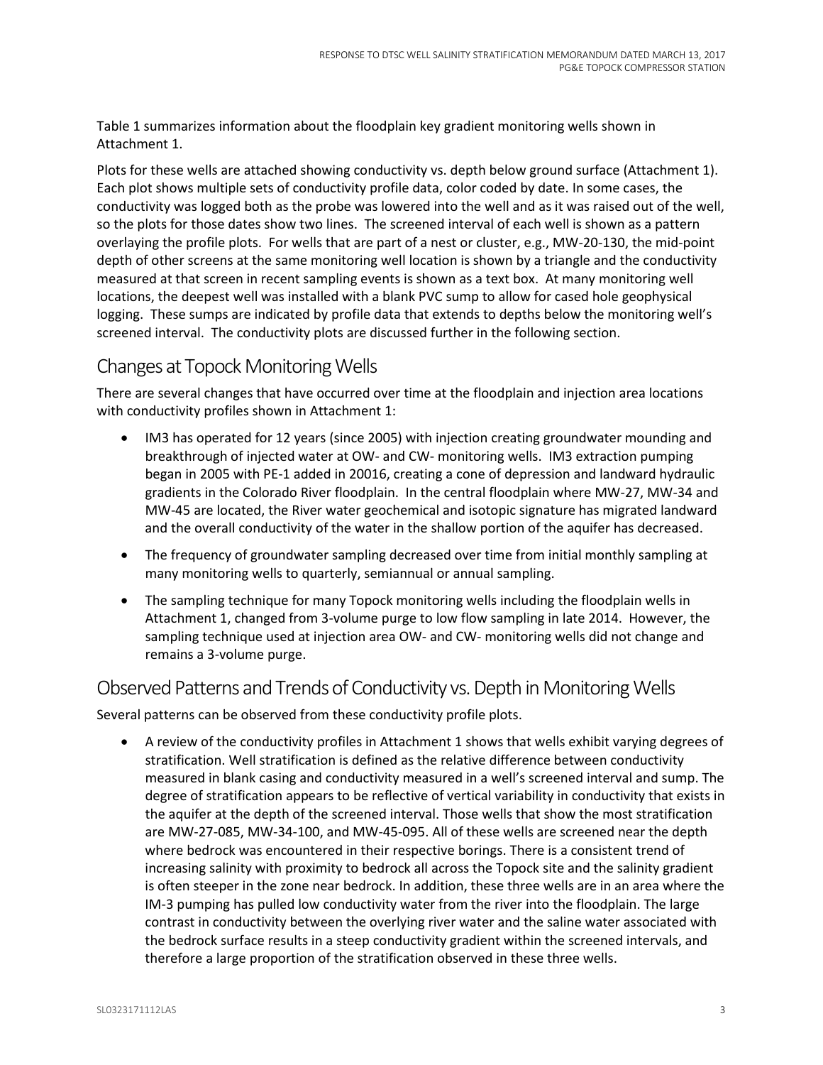Table 1 summarizes information about the floodplain key gradient monitoring wells shown in Attachment 1.

Plots for these wells are attached showing conductivity vs. depth below ground surface (Attachment 1). Each plot shows multiple sets of conductivity profile data, color coded by date. In some cases, the conductivity was logged both as the probe was lowered into the well and as it was raised out of the well, so the plots for those dates show two lines. The screened interval of each well is shown as a pattern overlaying the profile plots. For wells that are part of a nest or cluster, e.g., MW-20-130, the mid-point depth of other screens at the same monitoring well location is shown by a triangle and the conductivity measured at that screen in recent sampling events is shown as a text box. At many monitoring well locations, the deepest well was installed with a blank PVC sump to allow for cased hole geophysical logging. These sumps are indicated by profile data that extends to depths below the monitoring well's screened interval. The conductivity plots are discussed further in the following section.

## Changes at Topock Monitoring Wells

There are several changes that have occurred over time at the floodplain and injection area locations with conductivity profiles shown in Attachment 1:

- IM3 has operated for 12 years (since 2005) with injection creating groundwater mounding and breakthrough of injected water at OW- and CW- monitoring wells. IM3 extraction pumping began in 2005 with PE-1 added in 20016, creating a cone of depression and landward hydraulic gradients in the Colorado River floodplain. In the central floodplain where MW-27, MW-34 and MW-45 are located, the River water geochemical and isotopic signature has migrated landward and the overall conductivity of the water in the shallow portion of the aquifer has decreased.
- The frequency of groundwater sampling decreased over time from initial monthly sampling at many monitoring wells to quarterly, semiannual or annual sampling.
- The sampling technique for many Topock monitoring wells including the floodplain wells in Attachment 1, changed from 3-volume purge to low flow sampling in late 2014. However, the sampling technique used at injection area OW- and CW- monitoring wells did not change and remains a 3-volume purge.

## Observed Patterns and Trends of Conductivity vs. Depth in Monitoring Wells

Several patterns can be observed from these conductivity profile plots.

- A review of the conductivity profiles in Attachment 1 shows that wells exhibit varying degrees of stratification. Well stratification is defined as the relative difference between conductivity measured in blank casing and conductivity measured in a well's screened interval and sump. The degree of stratification appears to be reflective of vertical variability in conductivity that exists in the aquifer at the depth of the screened interval. Those wells that show the most stratification are MW-27-085, MW-34-100, and MW-45-095. All of these wells are screened near the depth where bedrock was encountered in their respective borings. There is a consistent trend of increasing salinity with proximity to bedrock all across the Topock site and the salinity gradient is often steeper in the zone near bedrock. In addition, these three wells are in an area where the IM-3 pumping has pulled low conductivity water from the river into the floodplain. The large contrast in conductivity between the overlying river water and the saline water associated with the bedrock surface results in a steep conductivity gradient within the screened intervals, and therefore a large proportion of the stratification observed in these three wells.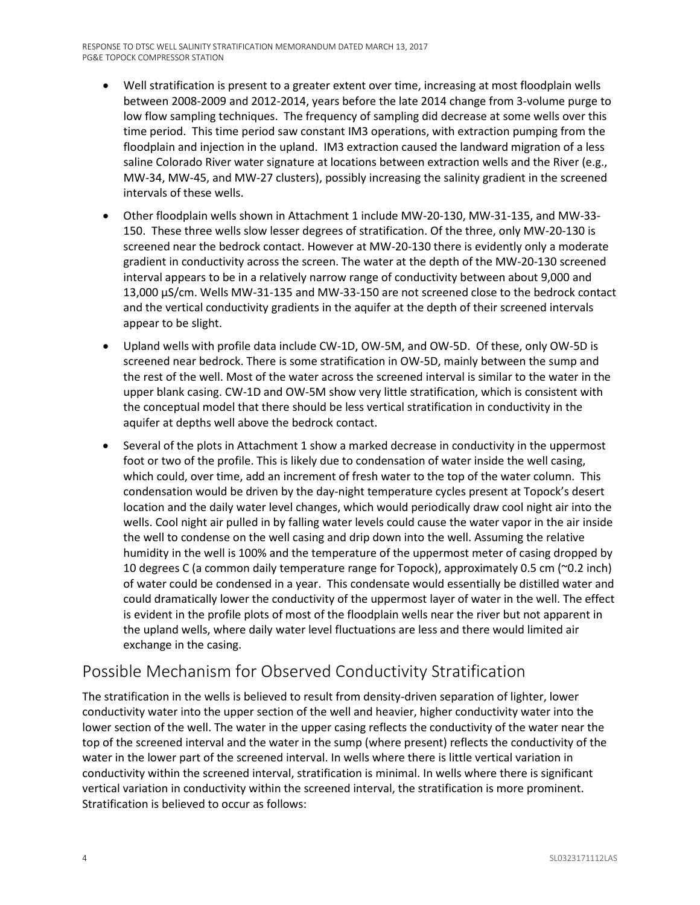- Well stratification is present to a greater extent over time, increasing at most floodplain wells between 2008-2009 and 2012-2014, years before the late 2014 change from 3-volume purge to low flow sampling techniques. The frequency of sampling did decrease at some wells over this time period. This time period saw constant IM3 operations, with extraction pumping from the floodplain and injection in the upland. IM3 extraction caused the landward migration of a less saline Colorado River water signature at locations between extraction wells and the River (e.g., MW-34, MW-45, and MW-27 clusters), possibly increasing the salinity gradient in the screened intervals of these wells.

- Other floodplain wells shown in Attachment 1 include MW-20-130, MW-31-135, and MW-33-150. These three wells slow lesser degrees of stratification. Of the three, only MW-20-130 is screened near the bedrock contact. However at MW-20-130 there is evidently only a moderate gradient in conductivity across the screen. The water at the depth of the MW-20-130 screened interval appears to be in a relatively narrow range of conductivity between about 9,000 and 13,000 µS/cm. Wells MW-31-135 and MW-33-150 are not screened close to the bedrock contact and the vertical conductivity gradients in the aquifer at the depth of their screened intervals appear to be slight.

- Upland wells with profile data include CW-1D, OW-5M, and OW-5D. Of these, only OW-5D is screened near bedrock. There is some stratification in OW-5D, mainly between the sump and the rest of the well. Most of the water across the screened interval is similar to the water in the upper blank casing. CW-1D and OW-5M show very little stratification, which is consistent with the conceptual model that there should be less vertical stratification in conductivity in the aquifer at depths well above the bedrock contact.

- Several of the plots in Attachment 1 show a marked decrease in conductivity in the uppermost foot or two of the profile. This is likely due to condensation of water inside the well casing, which could, over time, add an increment of fresh water to the top of the water column. This condensation would be driven by the day-night temperature cycles present at Topock's desert location and the daily water level changes, which would periodically draw cool night air into the wells. Cool night air pulled in by falling water levels could cause the water vapor in the air inside the well to condense on the well casing and drip down into the well. Assuming the relative humidity in the well is 100% and the temperature of the uppermost meter of casing dropped by 10 degrees C (a common daily temperature range for Topock), approximately 0.5 cm (~0.2 inch) of water could be condensed in a year. This condensate would essentially be distilled water and could dramatically lower the conductivity of the uppermost layer of water in the well. The effect is evident in the profile plots of most of the floodplain wells near the river but not apparent in the upland wells, where daily water level fluctuations are less and there would limited air exchange in the casing.

## Possible Mechanism for Observed Conductivity Stratification

The stratification in the wells is believed to result from density-driven separation of lighter, lower conductivity water into the upper section of the well and heavier, higher conductivity water into the lower section of the well. The water in the upper casing reflects the conductivity of the water near the top of the screened interval and the water in the sump (where present) reflects the conductivity of the water in the lower part of the screened interval. In wells where there is little vertical variation in conductivity within the screened interval, stratification is minimal. In wells where there is significant vertical variation in conductivity within the screened interval, the stratification is more prominent. Stratification is believed to occur as follows: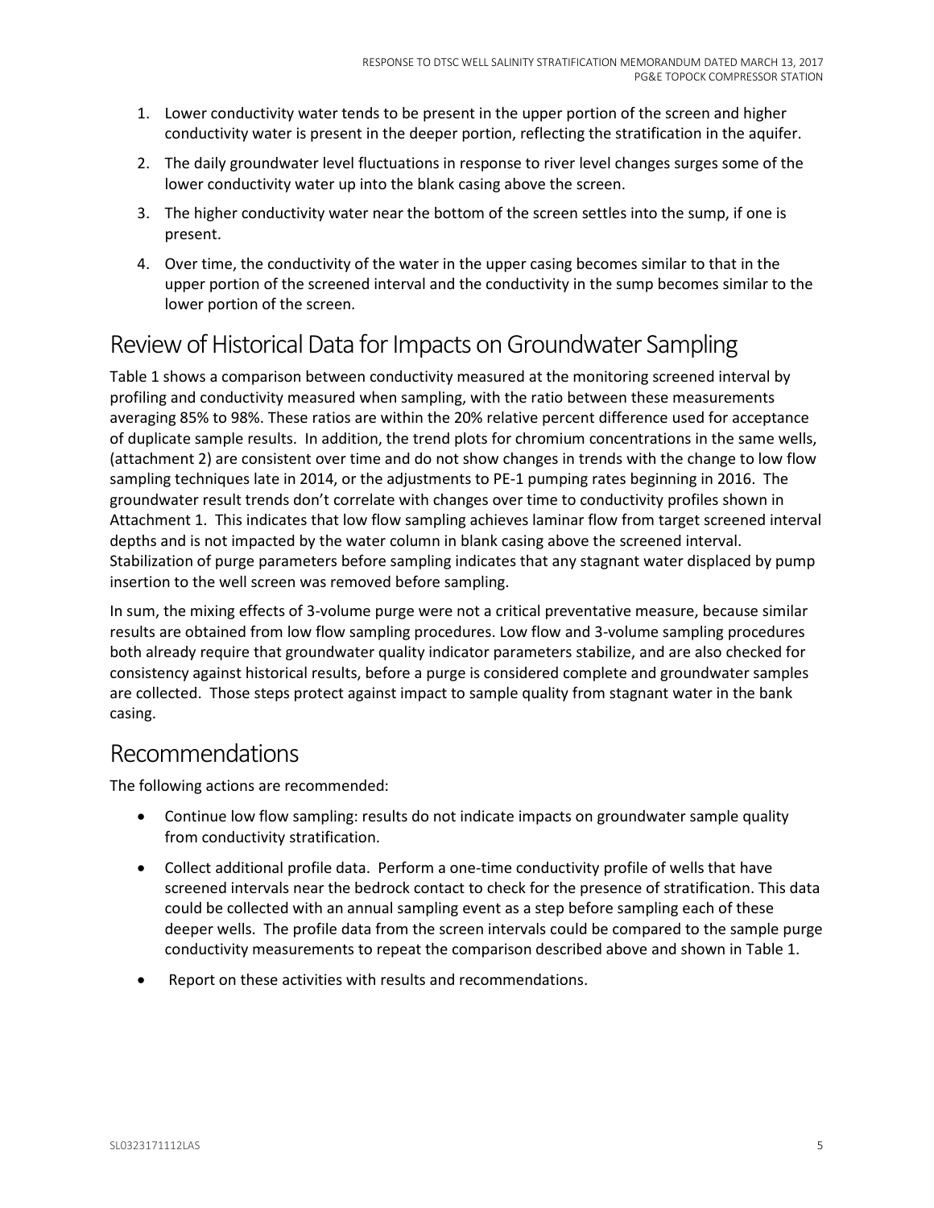1. Lower conductivity water tends to be present in the upper portion of the screen and higher conductivity water is present in the deeper portion, reflecting the stratification in the aquifer.
2. The daily groundwater level fluctuations in response to river level changes surges some of the lower conductivity water up into the blank casing above the screen.
3. The higher conductivity water near the bottom of the screen settles into the sump, if one is present.
4. Over time, the conductivity of the water in the upper casing becomes similar to that in the upper portion of the screened interval and the conductivity in the sump becomes similar to the lower portion of the screen.

## Review of Historical Data for Impacts on Groundwater Sampling

Table 1 shows a comparison between conductivity measured at the monitoring screened interval by profiling and conductivity measured when sampling, with the ratio between these measurements averaging 85% to 98%. These ratios are within the 20% relative percent difference used for acceptance of duplicate sample results. In addition, the trend plots for chromium concentrations in the same wells, (attachment 2) are consistent over time and do not show changes in trends with the change to low flow sampling techniques late in 2014, or the adjustments to PE-1 pumping rates beginning in 2016. The groundwater result trends don't correlate with changes over time to conductivity profiles shown in Attachment 1. This indicates that low flow sampling achieves laminar flow from target screened interval depths and is not impacted by the water column in blank casing above the screened interval. Stabilization of purge parameters before sampling indicates that any stagnant water displaced by pump insertion to the well screen was removed before sampling.

In sum, the mixing effects of 3-volume purge were not a critical preventative measure, because similar results are obtained from low flow sampling procedures. Low flow and 3-volume sampling procedures both already require that groundwater quality indicator parameters stabilize, and are also checked for consistency against historical results, before a purge is considered complete and groundwater samples are collected. Those steps protect against impact to sample quality from stagnant water in the bank casing.

## Recommendations

The following actions are recommended:

- Continue low flow sampling: results do not indicate impacts on groundwater sample quality from conductivity stratification.
- Collect additional profile data. Perform a one-time conductivity profile of wells that have screened intervals near the bedrock contact to check for the presence of stratification. This data could be collected with an annual sampling event as a step before sampling each of these deeper wells. The profile data from the screen intervals could be compared to the sample purge conductivity measurements to repeat the comparison described above and shown in Table 1.
- Report on these activities with results and recommendations.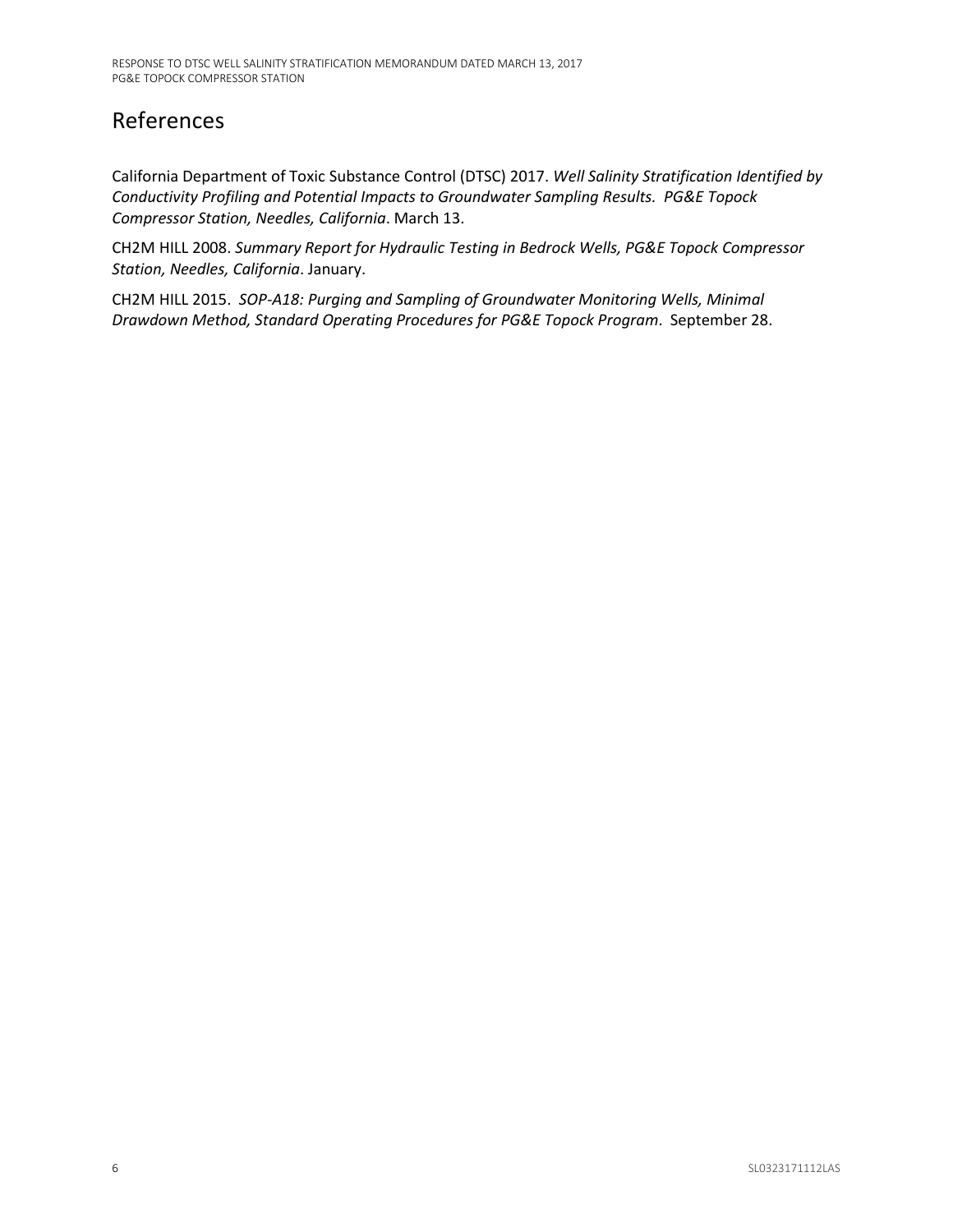# References

California Department of Toxic Substance Control (DTSC) 2017. *Well Salinity Stratification Identified by Conductivity Profiling and Potential Impacts to Groundwater Sampling Results. PG&E Topock Compressor Station, Needles, California*. March 13.

CH2M HILL 2008. *Summary Report for Hydraulic Testing in Bedrock Wells, PG&E Topock Compressor Station, Needles, California*. January.

CH2M HILL 2015. *SOP-A18: Purging and Sampling of Groundwater Monitoring Wells, Minimal Drawdown Method, Standard Operating Procedures for PG&E Topock Program*. September 28.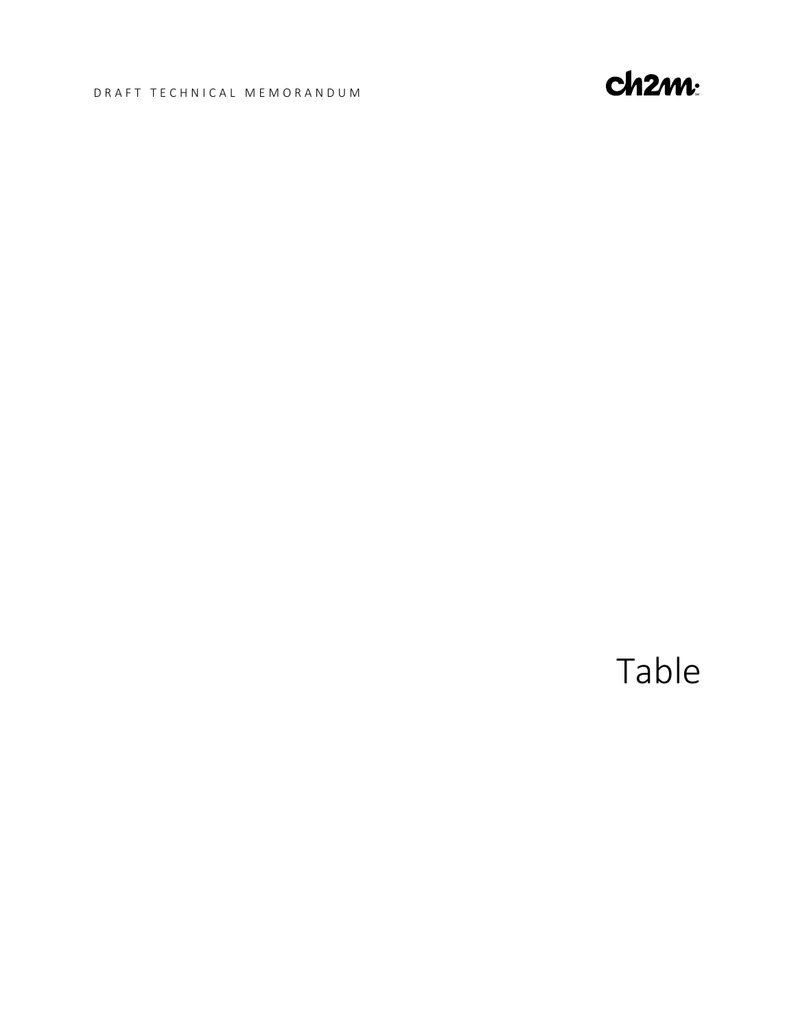# Table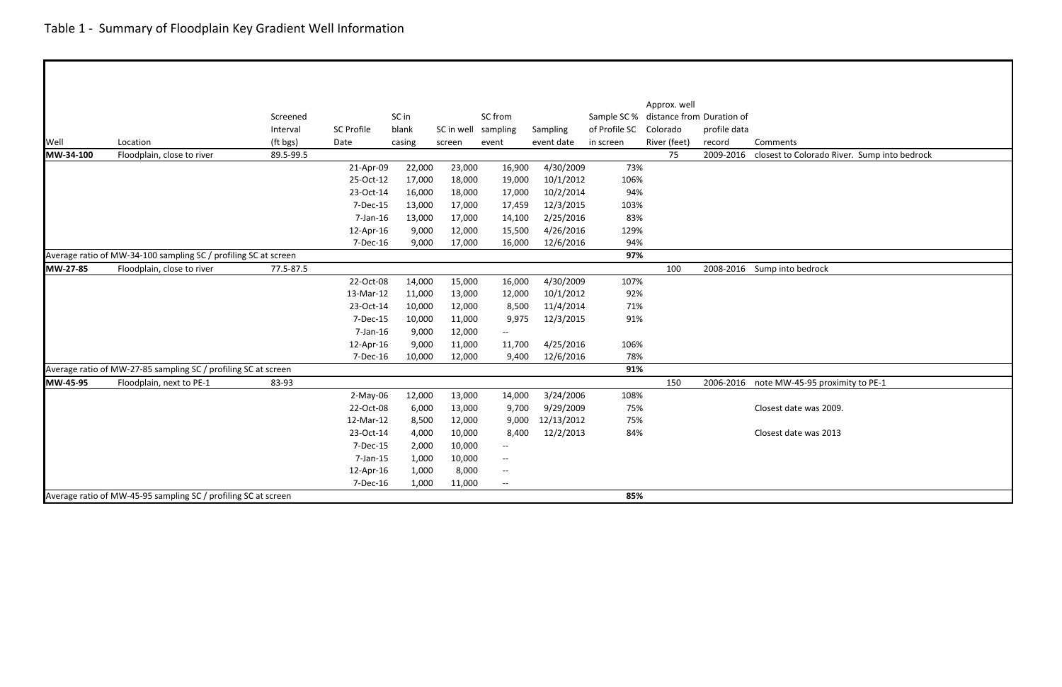Table 1 - Summary of Floodplain Key Gradient Well Information

| Well | Location | Screened Interval (ft bgs) | SC Profile Date | SC in blank casing | SC in well screen | SC from sampling event | Sampling event date | Sample SC % of Profile SC in screen | Approx. well distance from Colorado River (feet) | Duration of profile data record | Comments |
|---|---|---|---|---|---|---|---|---|---|---|---|
| **MW-34-100** | Floodplain, close to river | 89.5-99.5 | | | | | | | 75 | 2009-2016 | closest to Colorado River. Sump into bedrock |
| | | | 21-Apr-09 | 22,000 | 23,000 | 16,900 | 4/30/2009 | 73% | | | |
| | | | 25-Oct-12 | 17,000 | 18,000 | 19,000 | 10/1/2012 | 106% | | | |
| | | | 23-Oct-14 | 16,000 | 18,000 | 17,000 | 10/2/2014 | 94% | | | |
| | | | 7-Dec-15 | 13,000 | 17,000 | 17,459 | 12/3/2015 | 103% | | | |
| | | | 7-Jan-16 | 13,000 | 17,000 | 14,100 | 2/25/2016 | 83% | | | |
| | | | 12-Apr-16 | 9,000 | 12,000 | 15,500 | 4/26/2016 | 129% | | | |
| | | | 7-Dec-16 | 9,000 | 17,000 | 16,000 | 12/6/2016 | 94% | | | |
| Average ratio of MW-34-100 sampling SC / profiling SC at screen | | | | | | | | **97%** | | | |
| **MW-27-85** | Floodplain, close to river | 77.5-87.5 | | | | | | | 100 | 2008-2016 | Sump into bedrock |
| | | | 22-Oct-08 | 14,000 | 15,000 | 16,000 | 4/30/2009 | 107% | | | |
| | | | 13-Mar-12 | 11,000 | 13,000 | 12,000 | 10/1/2012 | 92% | | | |
| | | | 23-Oct-14 | 10,000 | 12,000 | 8,500 | 11/4/2014 | 71% | | | |
| | | | 7-Dec-15 | 10,000 | 11,000 | 9,975 | 12/3/2015 | 91% | | | |
| | | | 7-Jan-16 | 9,000 | 12,000 | -- | | | | | |
| | | | 12-Apr-16 | 9,000 | 11,000 | 11,700 | 4/25/2016 | 106% | | | |
| | | | 7-Dec-16 | 10,000 | 12,000 | 9,400 | 12/6/2016 | 78% | | | |
| Average ratio of MW-27-85 sampling SC / profiling SC at screen | | | | | | | | **91%** | | | |
| **MW-45-95** | Floodplain, next to PE-1 | 83-93 | | | | | | | 150 | 2006-2016 | note MW-45-95 proximity to PE-1 |
| | | | 2-May-06 | 12,000 | 13,000 | 14,000 | 3/24/2006 | 108% | | | |
| | | | 22-Oct-08 | 6,000 | 13,000 | 9,700 | 9/29/2009 | 75% | | | Closest date was 2009. |
| | | | 12-Mar-12 | 8,500 | 12,000 | 9,000 | 12/13/2012 | 75% | | | |
| | | | 23-Oct-14 | 4,000 | 10,000 | 8,400 | 12/2/2013 | 84% | | | Closest date was 2013 |
| | | | 7-Dec-15 | 2,000 | 10,000 | -- | | | | | |
| | | | 7-Jan-15 | 1,000 | 10,000 | -- | | | | | |
| | | | 12-Apr-16 | 1,000 | 8,000 | -- | | | | | |
| | | | 7-Dec-16 | 1,000 | 11,000 | -- | | | | | |
| Average ratio of MW-45-95 sampling SC / profiling SC at screen | | | | | | | | **85%** | | | |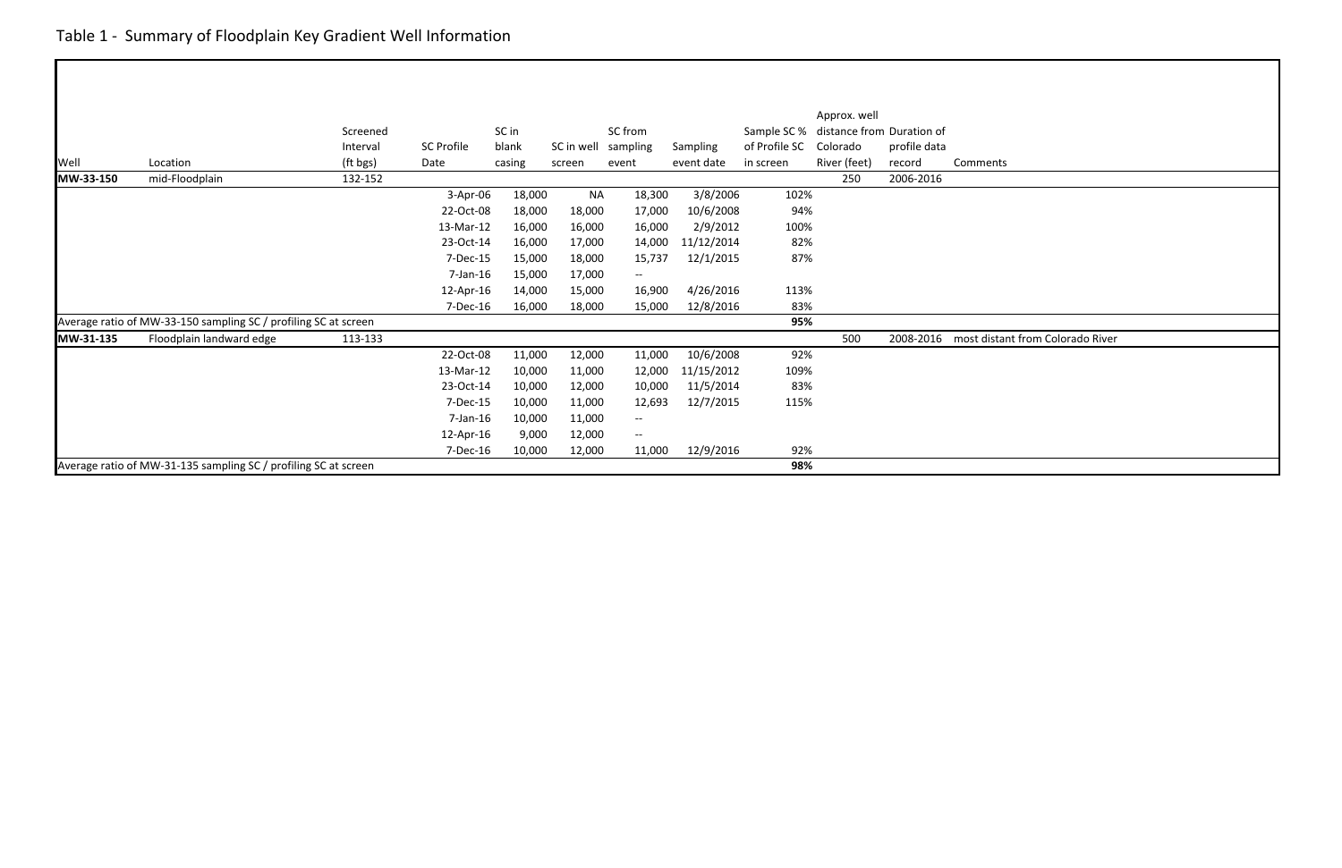# Table 1 - Summary of Floodplain Key Gradient Well Information

| Well | Location | Screened Interval (ft bgs) | SC Profile Date | SC in blank casing | SC in well screen | SC from sampling event | Sampling event date | Sample SC % of Profile SC in screen | Approx. well distance from Colorado River (feet) | Duration of profile data record | Comments |
|---|---|---|---|---|---|---|---|---|---|---|---|
| **MW-33-150** | mid-Floodplain | 132-152 | | | | | | | 250 | 2006-2016 | |
| | | | 3-Apr-06 | 18,000 | NA | 18,300 | 3/8/2006 | 102% | | | |
| | | | 22-Oct-08 | 18,000 | 18,000 | 17,000 | 10/6/2008 | 94% | | | |
| | | | 13-Mar-12 | 16,000 | 16,000 | 16,000 | 2/9/2012 | 100% | | | |
| | | | 23-Oct-14 | 16,000 | 17,000 | 14,000 | 11/12/2014 | 82% | | | |
| | | | 7-Dec-15 | 15,000 | 18,000 | 15,737 | 12/1/2015 | 87% | | | |
| | | | 7-Jan-16 | 15,000 | 17,000 | -- | | | | | |
| | | | 12-Apr-16 | 14,000 | 15,000 | 16,900 | 4/26/2016 | 113% | | | |
| | | | 7-Dec-16 | 16,000 | 18,000 | 15,000 | 12/8/2016 | 83% | | | |
| Average ratio of MW-33-150 sampling SC / profiling SC at screen | | | | | | | | **95%** | | | |
| **MW-31-135** | Floodplain landward edge | 113-133 | | | | | | | 500 | 2008-2016 | most distant from Colorado River |
| | | | 22-Oct-08 | 11,000 | 12,000 | 11,000 | 10/6/2008 | 92% | | | |
| | | | 13-Mar-12 | 10,000 | 11,000 | 12,000 | 11/15/2012 | 109% | | | |
| | | | 23-Oct-14 | 10,000 | 12,000 | 10,000 | 11/5/2014 | 83% | | | |
| | | | 7-Dec-15 | 10,000 | 11,000 | 12,693 | 12/7/2015 | 115% | | | |
| | | | 7-Jan-16 | 10,000 | 11,000 | -- | | | | | |
| | | | 12-Apr-16 | 9,000 | 12,000 | -- | | | | | |
| | | | 7-Dec-16 | 10,000 | 12,000 | 11,000 | 12/9/2016 | 92% | | | |
| Average ratio of MW-31-135 sampling SC / profiling SC at screen | | | | | | | | **98%** | | | |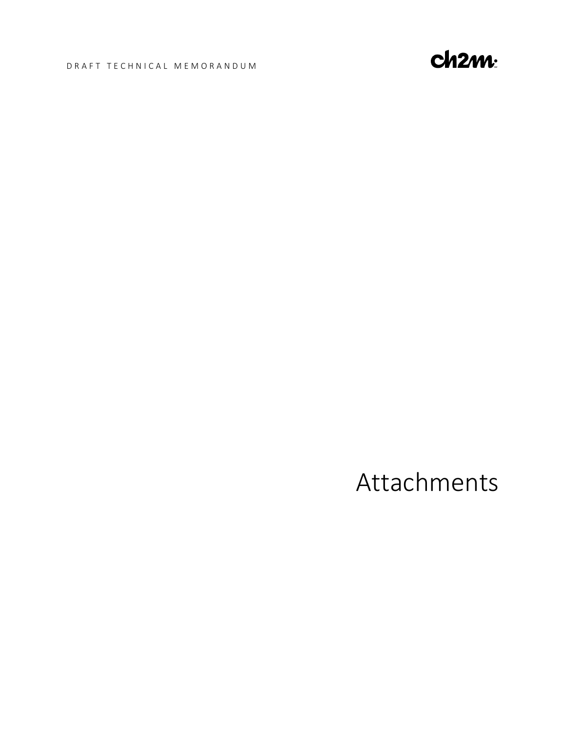# Attachments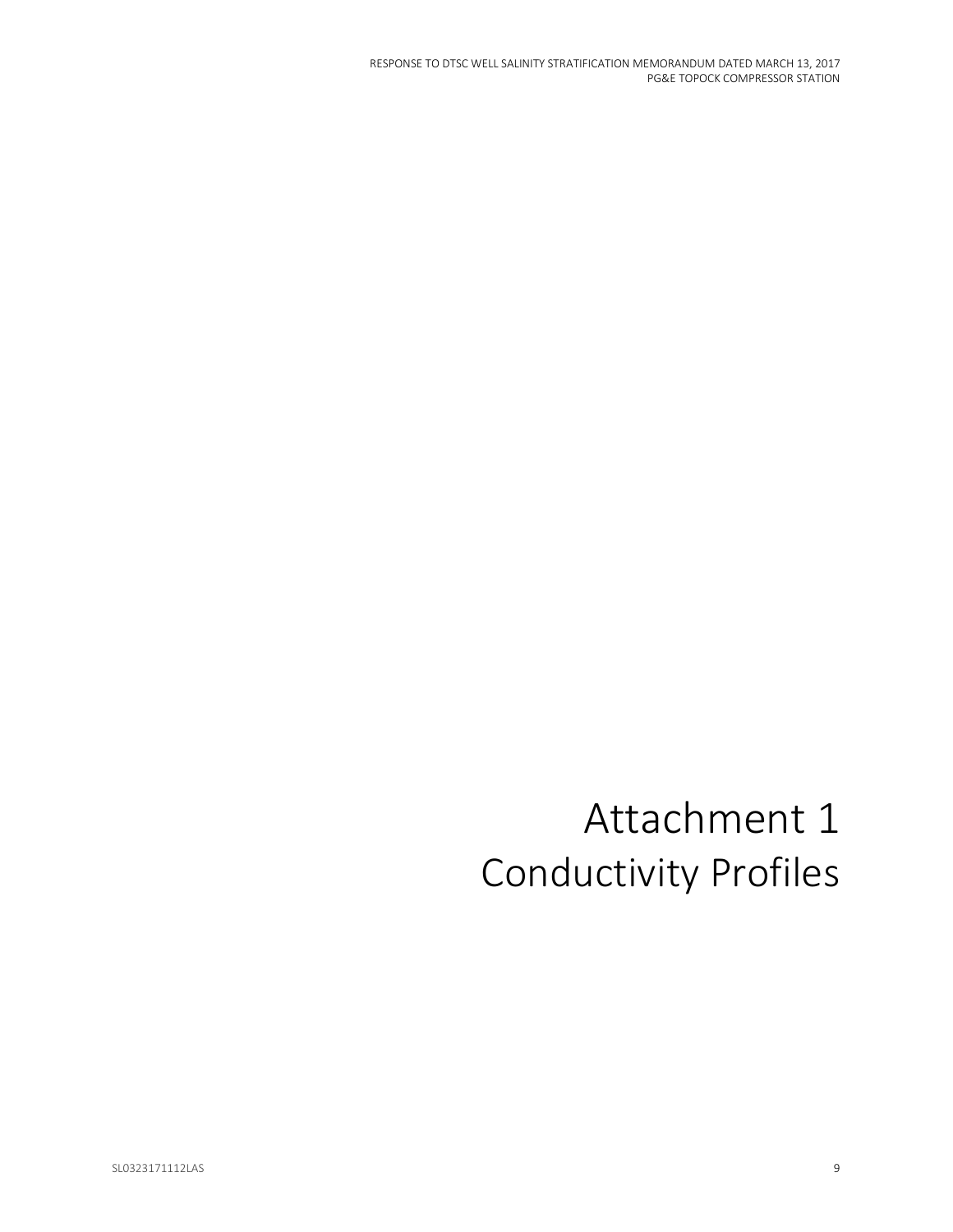# Attachment 1
## Conductivity Profiles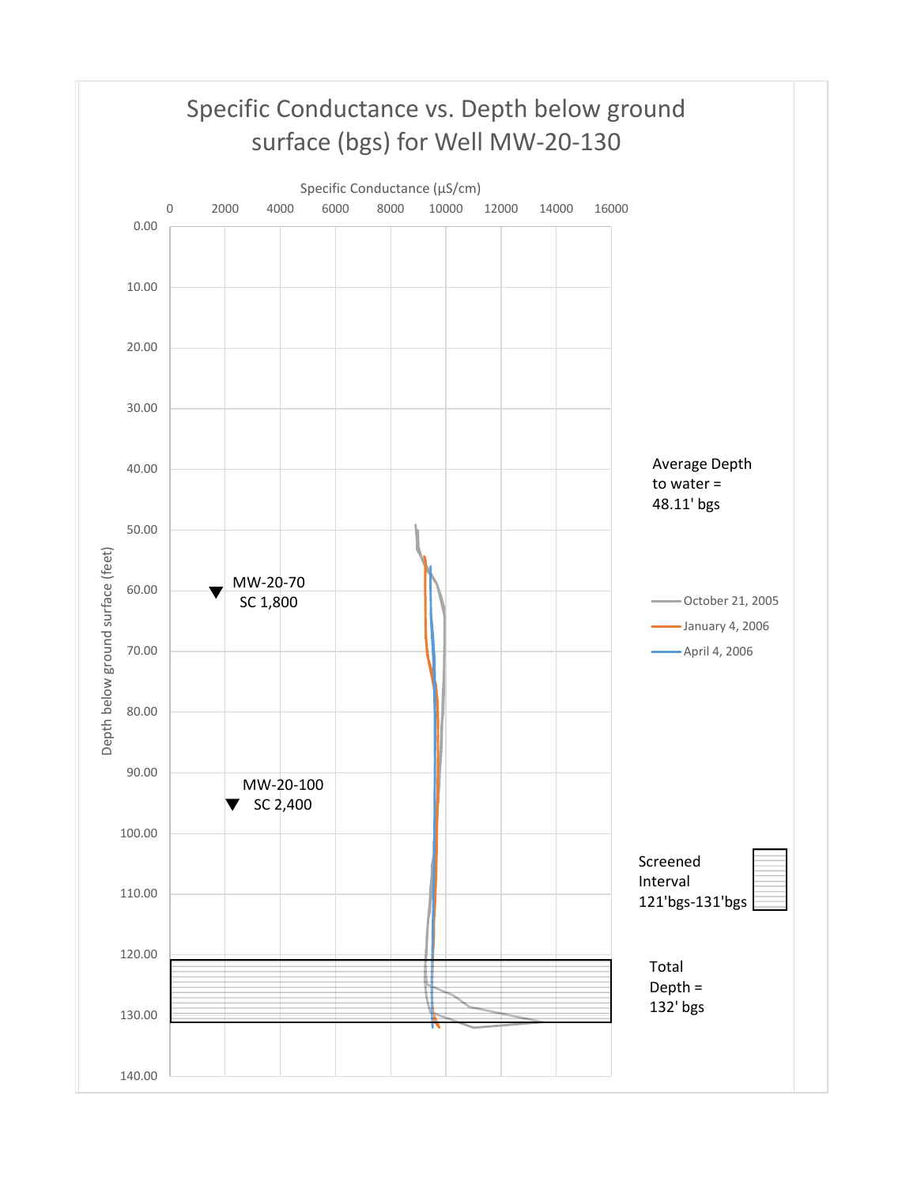# Specific Conductance vs. Depth below ground surface (bgs) for Well MW-20-130

Specific Conductance (µS/cm)

0 2000 4000 6000 8000 10000 12000 14000 16000

Depth below ground surface (feet)

0.00 10.00 20.00 30.00 40.00 50.00 60.00 70.00 80.00 90.00 100.00 110.00 120.00 130.00 140.00

MW-20-70
SC 1,800

MW-20-100
SC 2,400

Average Depth to water = 48.11' bgs

October 21, 2005
January 4, 2006
April 4, 2006

Screened Interval 121'bgs-131'bgs

Total Depth = 132' bgs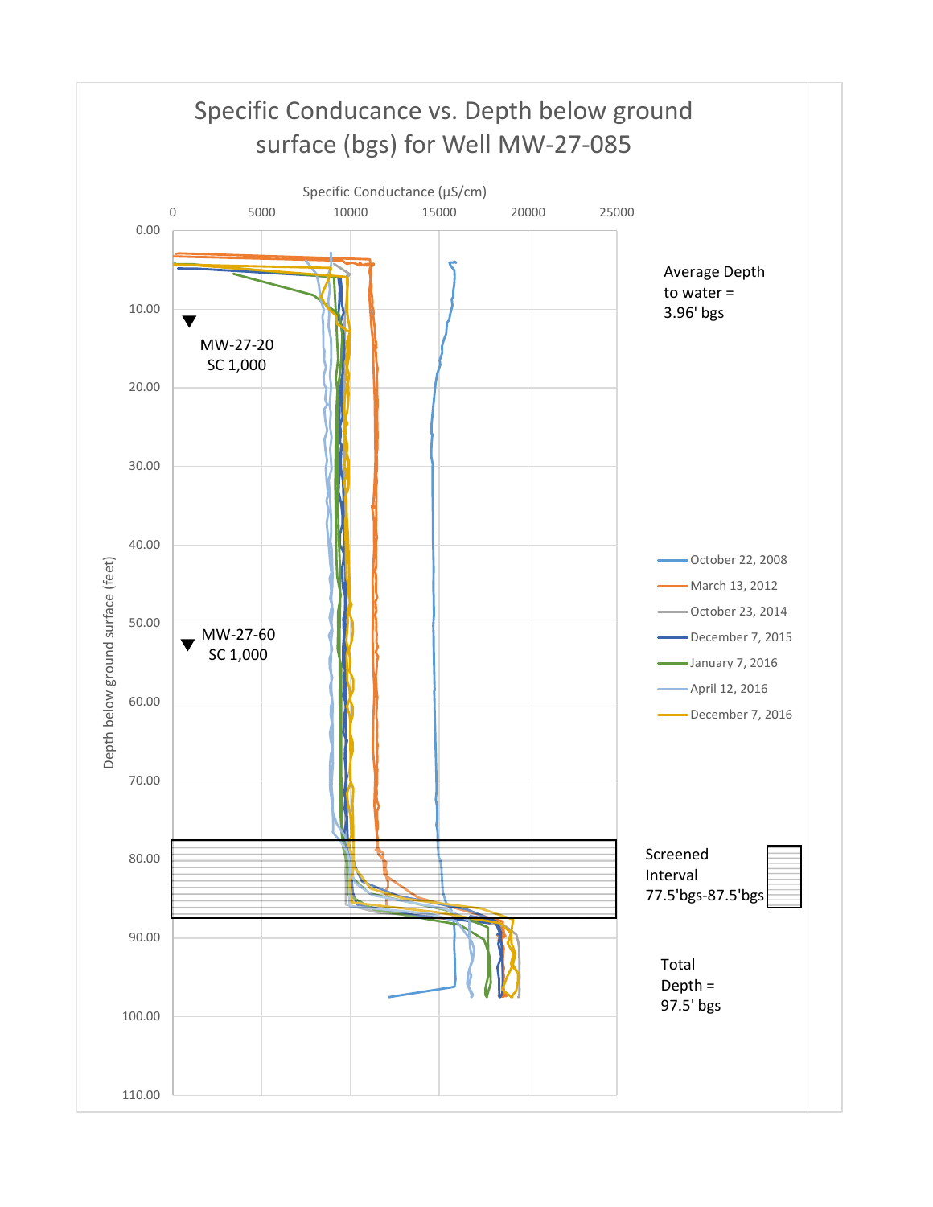# Specific Conducance vs. Depth below ground surface (bgs) for Well MW-27-085

Specific Conductance (µS/cm)

0 5000 10000 15000 20000 25000

Depth below ground surface (feet)

0.00 10.00 20.00 30.00 40.00 50.00 60.00 70.00 80.00 90.00 100.00 110.00

MW-27-20
SC 1,000

MW-27-60
SC 1,000

Average Depth to water = 3.96' bgs

- October 22, 2008
- March 13, 2012
- October 23, 2014
- December 7, 2015
- January 7, 2016
- April 12, 2016
- December 7, 2016

Screened Interval 77.5'bgs-87.5'bgs

Total Depth = 97.5' bgs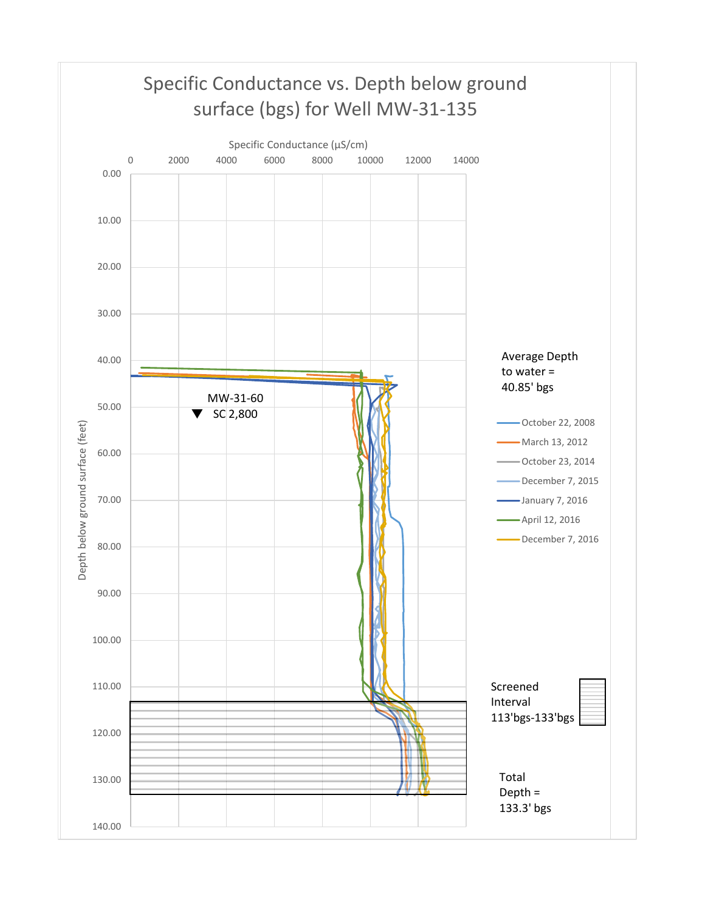# Specific Conductance vs. Depth below ground surface (bgs) for Well MW-31-135

Specific Conductance (µS/cm)

0 | 2000 | 4000 | 6000 | 8000 | 10000 | 12000 | 14000

Depth below ground surface (feet)

0.00, 10.00, 20.00, 30.00, 40.00, 50.00, 60.00, 70.00, 80.00, 90.00, 100.00, 110.00, 120.00, 130.00, 140.00

MW-31-60
▼ SC 2,800

Average Depth to water = 40.85' bgs

- October 22, 2008
- March 13, 2012
- October 23, 2014
- December 7, 2015
- January 7, 2016
- April 12, 2016
- December 7, 2016

Screened Interval 113'bgs-133'bgs

Total Depth = 133.3' bgs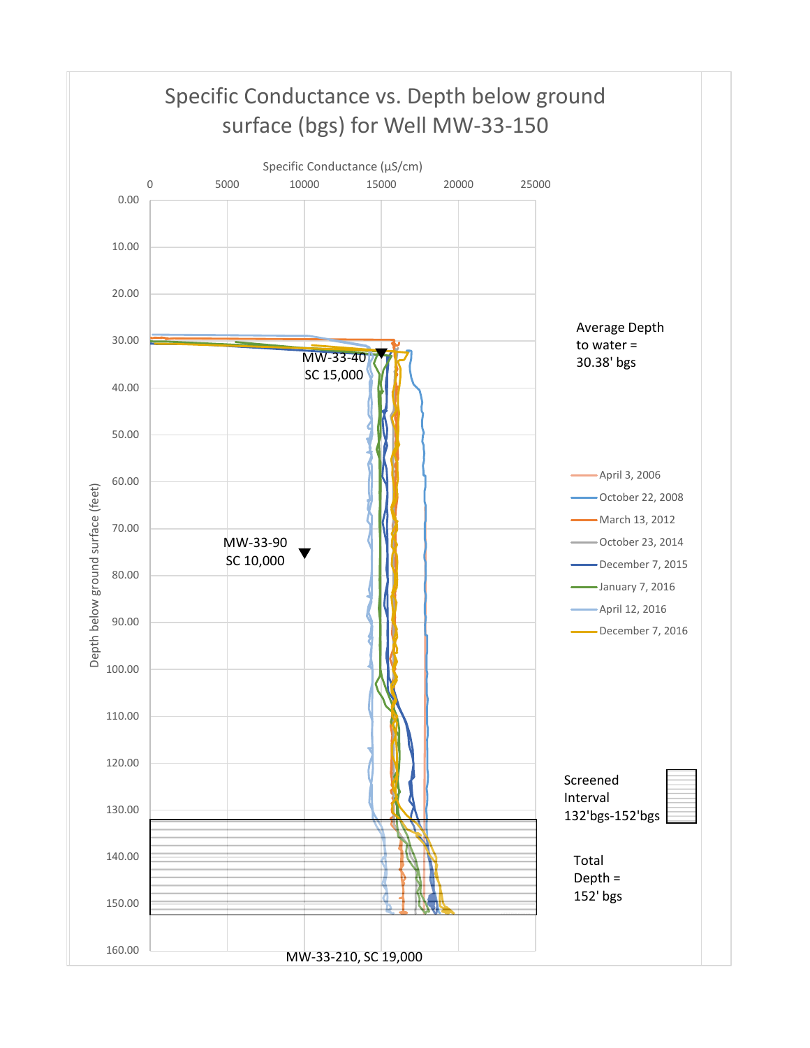# Specific Conductance vs. Depth below ground surface (bgs) for Well MW-33-150

Specific Conductance (µS/cm)

0 5000 10000 15000 20000 25000

Depth below ground surface (feet)

0.00 10.00 20.00 30.00 40.00 50.00 60.00 70.00 80.00 90.00 100.00 110.00 120.00 130.00 140.00 150.00 160.00

MW-33-40
SC 15,000

MW-33-90
SC 10,000

MW-33-210, SC 19,000

Average Depth to water = 30.38' bgs

- April 3, 2006
- October 22, 2008
- March 13, 2012
- October 23, 2014
- December 7, 2015
- January 7, 2016
- April 12, 2016
- December 7, 2016

Screened Interval 132'bgs-152'bgs

Total Depth = 152' bgs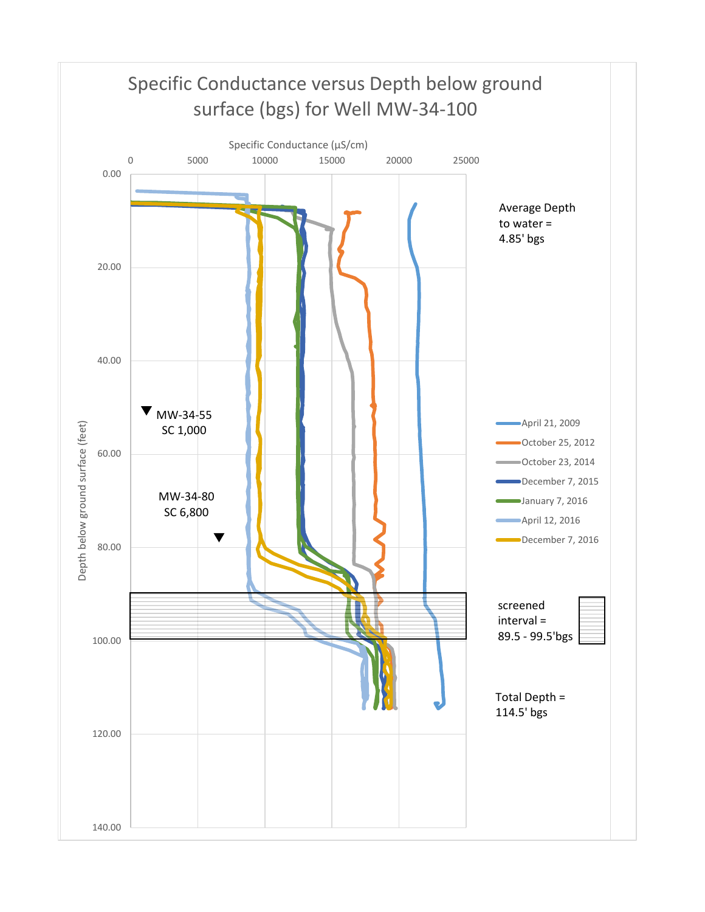# Specific Conductance versus Depth below ground surface (bgs) for Well MW-34-100

Specific Conductance (µS/cm)

0 | 5000 | 10000 | 15000 | 20000 | 25000

Depth below ground surface (feet)

0.00 | 20.00 | 40.00 | 60.00 | 80.00 | 100.00 | 120.00 | 140.00

Average Depth to water = 4.85' bgs

MW-34-55
SC 1,000

MW-34-80
SC 6,800

- April 21, 2009
- October 25, 2012
- October 23, 2014
- December 7, 2015
- January 7, 2016
- April 12, 2016
- December 7, 2016

screened interval = 89.5 - 99.5'bgs

Total Depth = 114.5' bgs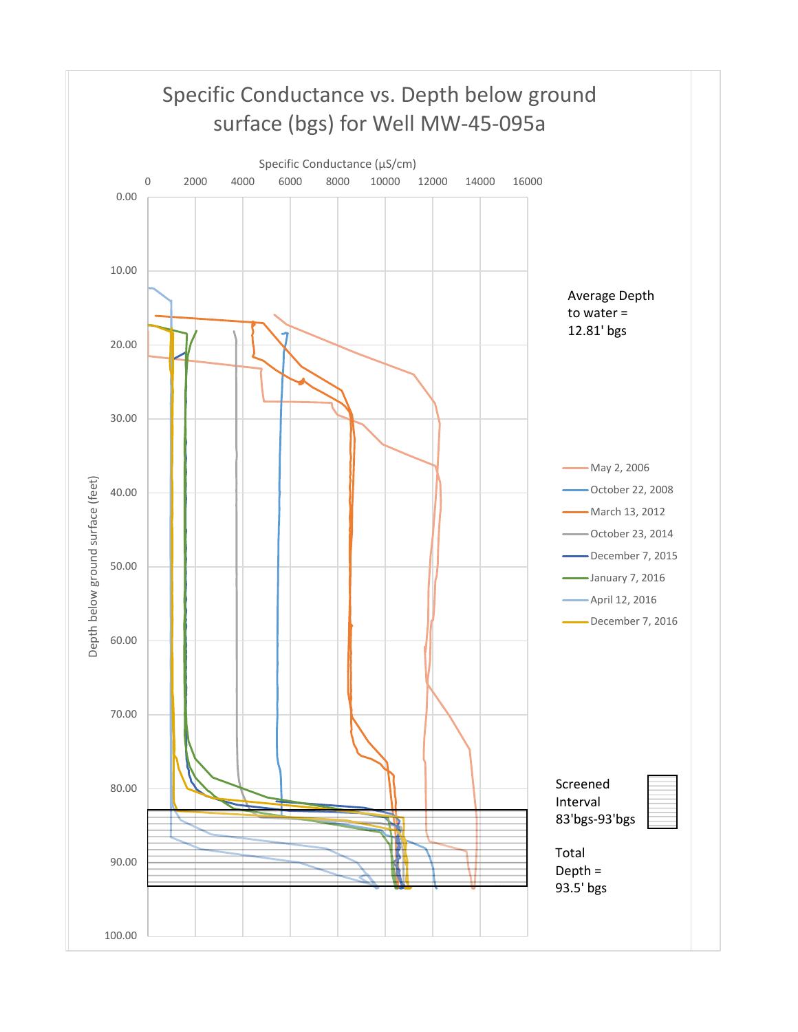# Specific Conductance vs. Depth below ground surface (bgs) for Well MW-45-095a

Specific Conductance (µS/cm)

0 2000 4000 6000 8000 10000 12000 14000 16000

Depth below ground surface (feet)

0.00
10.00
20.00
30.00
40.00
50.00
60.00
70.00
80.00
90.00
100.00

Average Depth to water = 12.81' bgs

- May 2, 2006
- October 22, 2008
- March 13, 2012
- October 23, 2014
- December 7, 2015
- January 7, 2016
- April 12, 2016
- December 7, 2016

Screened Interval 83'bgs-93'bgs

Total Depth = 93.5' bgs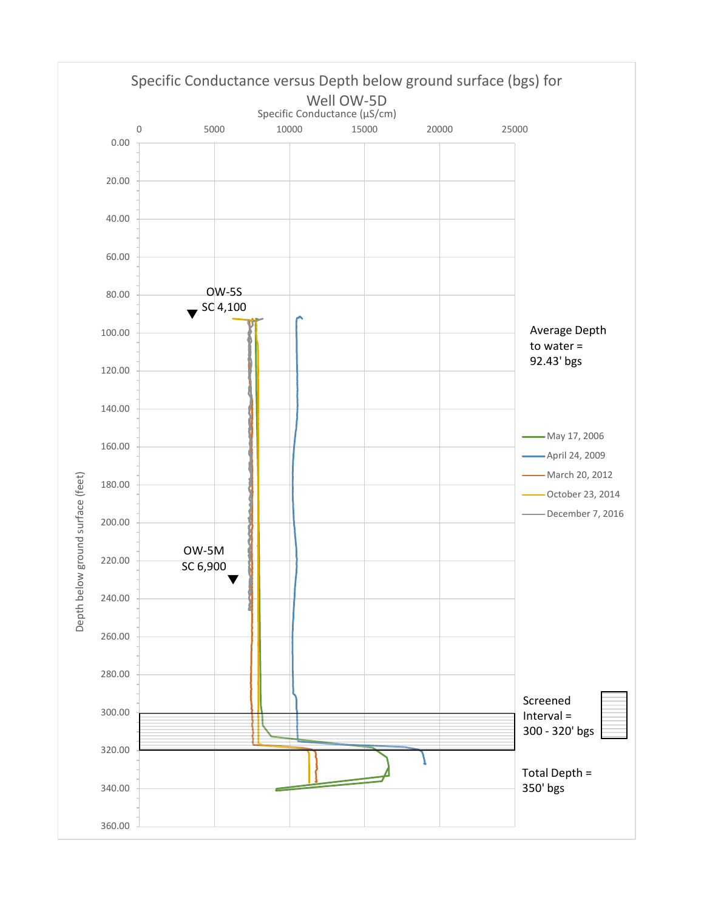## Specific Conductance versus Depth below ground surface (bgs) for Well OW-5D

Specific Conductance (µS/cm)

0 5000 10000 15000 20000 25000

Depth below ground surface (feet)

0.00 20.00 40.00 60.00 80.00 100.00 120.00 140.00 160.00 180.00 200.00 220.00 240.00 260.00 280.00 300.00 320.00 340.00 360.00

OW-5S
SC 4,100

OW-5M
SC 6,900

Average Depth to water = 92.43' bgs

May 17, 2006
April 24, 2009
March 20, 2012
October 23, 2014
December 7, 2016

Screened Interval = 300 - 320' bgs

Total Depth = 350' bgs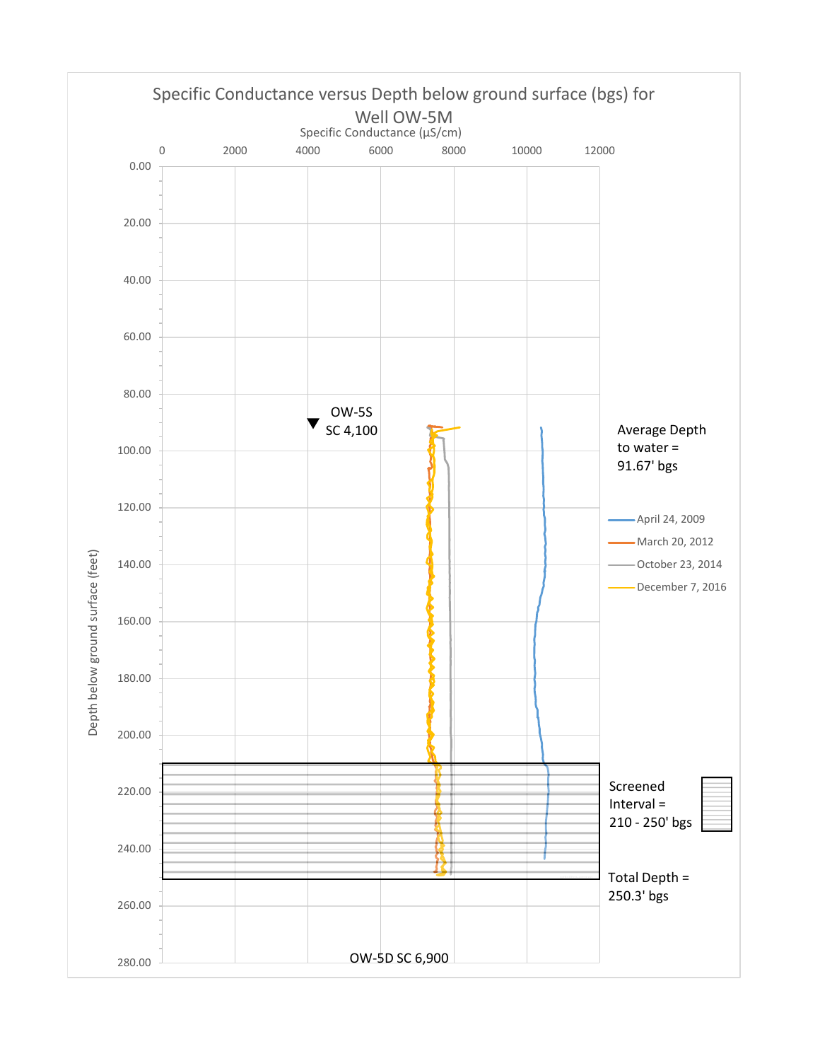# Specific Conductance versus Depth below ground surface (bgs) for Well OW-5M

Specific Conductance (µS/cm)

0 | 2000 | 4000 | 6000 | 8000 | 10000 | 12000

Depth below ground surface (feet)

0.00, 20.00, 40.00, 60.00, 80.00, 100.00, 120.00, 140.00, 160.00, 180.00, 200.00, 220.00, 240.00, 260.00, 280.00

OW-5S
SC 4,100

Average Depth to water = 91.67' bgs

- April 24, 2009
- March 20, 2012
- October 23, 2014
- December 7, 2016

Screened Interval = 210 - 250' bgs

Total Depth = 250.3' bgs

OW-5D SC 6,900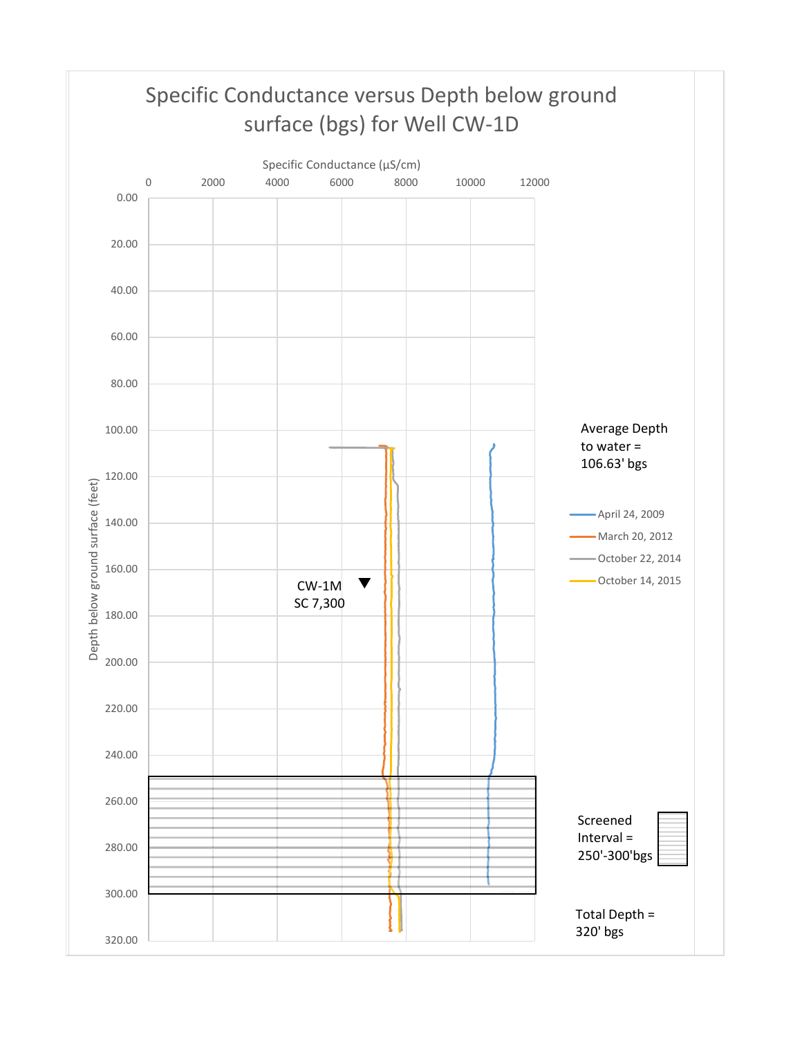# Specific Conductance versus Depth below ground surface (bgs) for Well CW-1D

Specific Conductance (µS/cm)

0 2000 4000 6000 8000 10000 12000

Depth below ground surface (feet)

0.00 20.00 40.00 60.00 80.00 100.00 120.00 140.00 160.00 180.00 200.00 220.00 240.00 260.00 280.00 300.00 320.00

Average Depth to water = 106.63' bgs

- April 24, 2009
- March 20, 2012
- October 22, 2014
- October 14, 2015

CW-1M
SC 7,300

Screened Interval = 250'-300'bgs

Total Depth = 320' bgs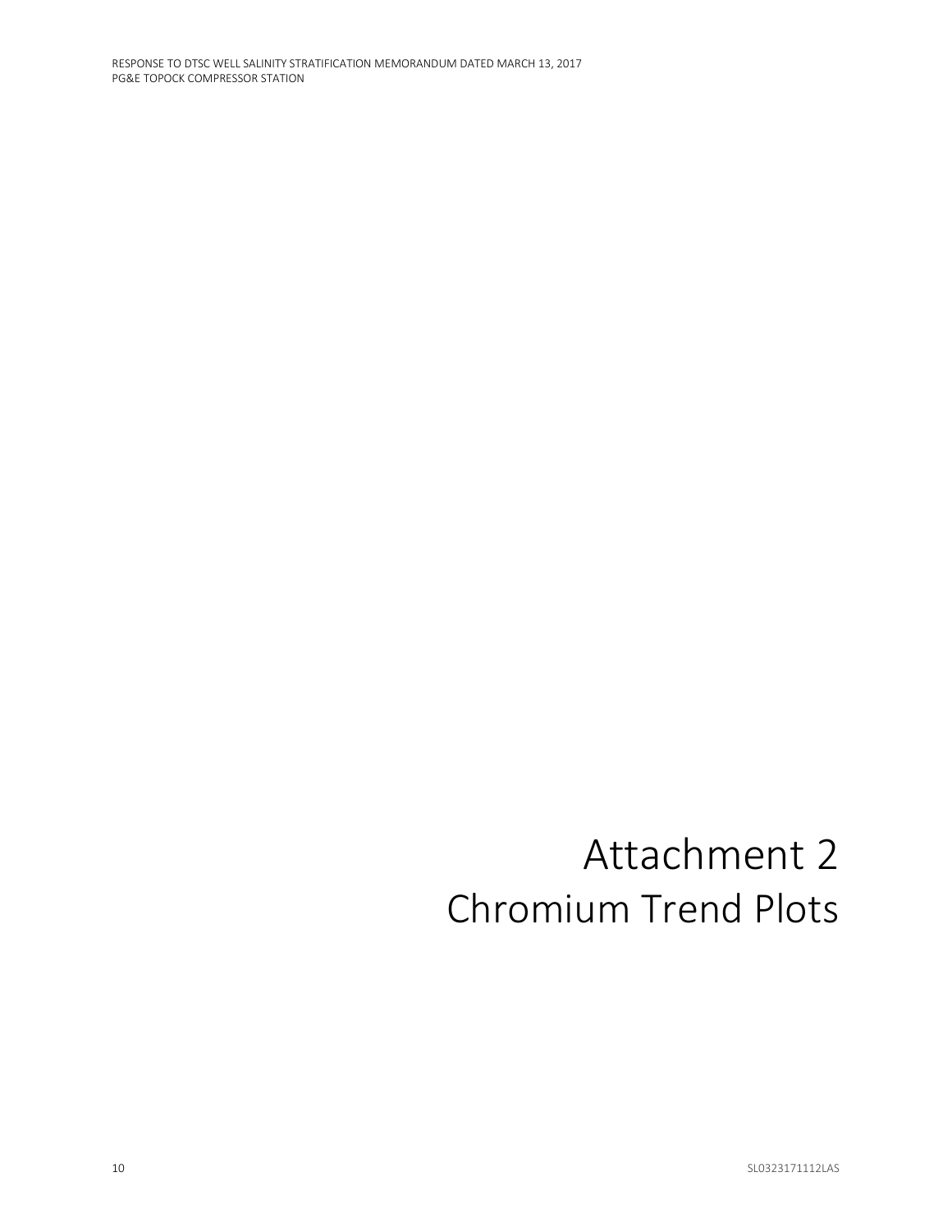# Attachment 2
## Chromium Trend Plots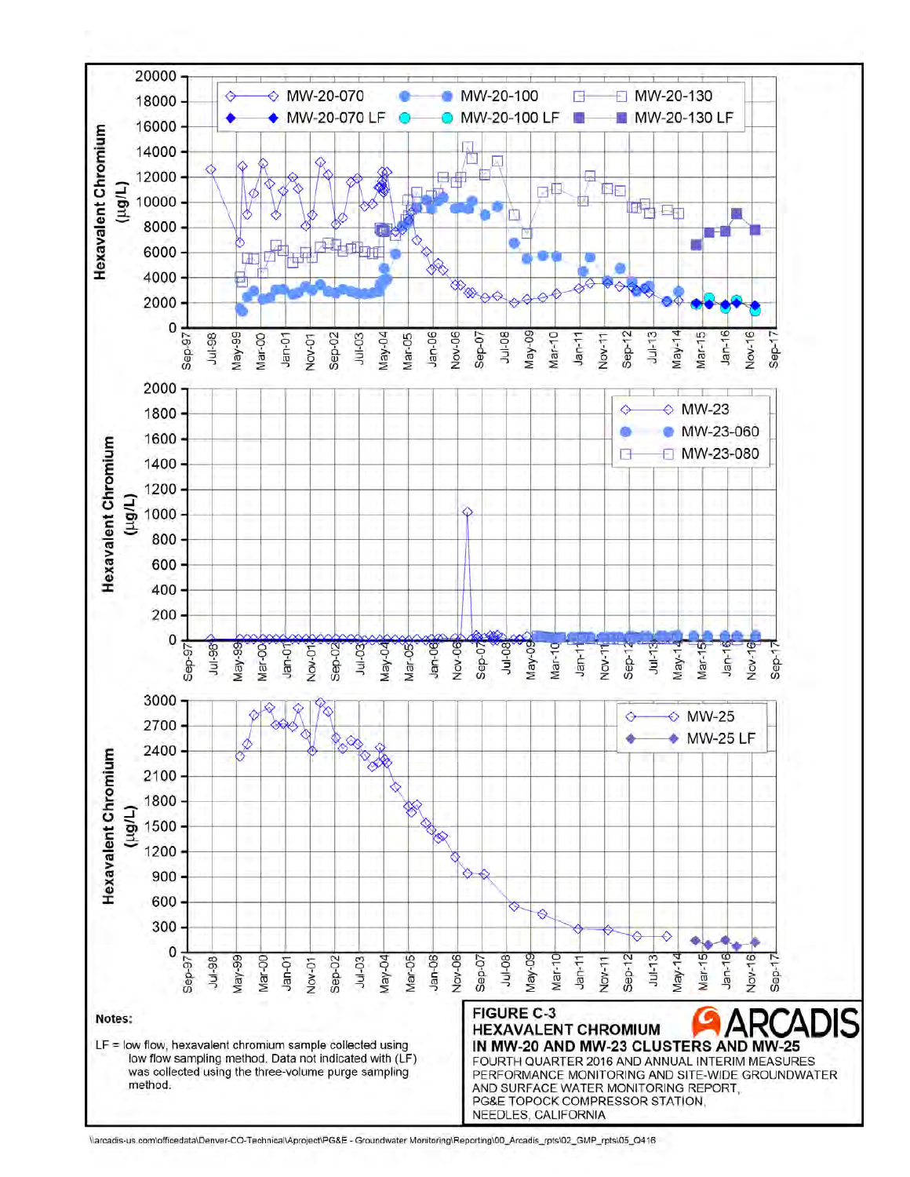**Notes:**

LF = low flow, hexavalent chromium sample collected using low flow sampling method. Data not indicated with (LF) was collected using the three-volume purge sampling method.

**FIGURE C-3**
**HEXAVALENT CHROMIUM IN MW-20 AND MW-23 CLUSTERS AND MW-25**
FOURTH QUARTER 2016 AND ANNUAL INTERIM MEASURES PERFORMANCE MONITORING AND SITE-WIDE GROUNDWATER AND SURFACE WATER MONITORING REPORT, PG&E TOPOCK COMPRESSOR STATION, NEEDLES, CALIFORNIA

ARCADIS

\\arcadis-us.com\officedata\Denver-CO-Technical\Aproject\PG&E - Groundwater Monitoring\Reporting\00_Arcadis_rpts\02_GMP_rpts\05_Q416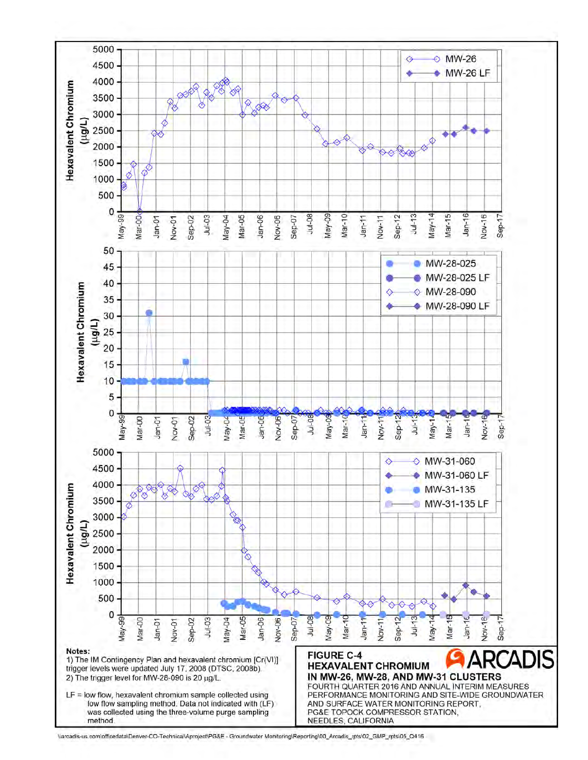**Notes:**

1) The IM Contingency Plan and hexavalent chromium [Cr(VI)] trigger levels were updated July 17, 2008 (DTSC, 2008b).
2) The trigger level for MW-28-090 is 20 μg/L.

LF = low flow, hexavalent chromium sample collected using low flow sampling method. Data not indicated with (LF) was collected using the three-volume purge sampling method.

**FIGURE C-4**
**HEXAVALENT CHROMIUM IN MW-26, MW-28, AND MW-31 CLUSTERS**

FOURTH QUARTER 2016 AND ANNUAL INTERIM MEASURES PERFORMANCE MONITORING AND SITE-WIDE GROUNDWATER AND SURFACE WATER MONITORING REPORT,
PG&E TOPOCK COMPRESSOR STATION,
NEEDLES, CALIFORNIA

ARCADIS

\\arcadis-us.com\officedata\Denver-CO-Technical\Aproject\PG&E - Groundwater Monitoring\Reporting\00_Arcadis_rpts\02_GMP_rpts\05_Q416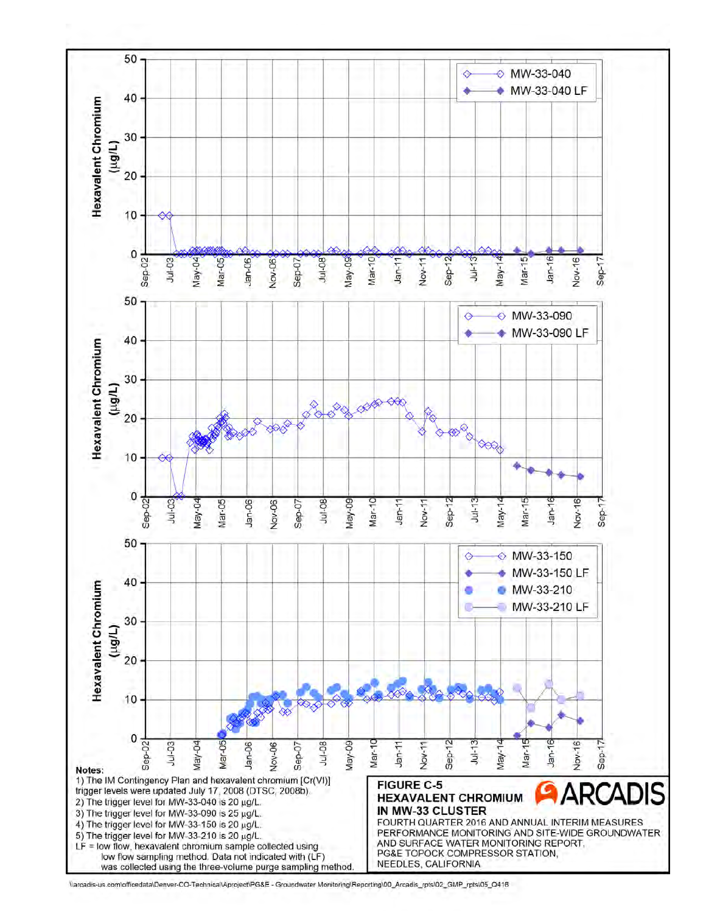Hexavalent Chromium (µg/L)

MW-33-040 / MW-33-040 LF

Hexavalent Chromium (µg/L)

MW-33-090 / MW-33-090 LF

Hexavalent Chromium (µg/L)

MW-33-150 / MW-33-150 LF / MW-33-210 / MW-33-210 LF

Sep-02, Jul-03, May-04, Mar-05, Jan-06, Nov-06, Sep-07, Jul-08, May-09, Mar-10, Jan-11, Nov-11, Sep-12, Jul-13, May-14, Mar-15, Jan-16, Nov-16, Sep-17

**Notes:**

1) The IM Contingency Plan and hexavalent chromium [Cr(VI)] trigger levels were updated July 17, 2008 (DTSC, 2008b).
2) The trigger level for MW-33-040 is 20 µg/L.
3) The trigger level for MW-33-090 is 25 µg/L.
4) The trigger level for MW-33-150 is 20 µg/L.
5) The trigger level for MW-33-210 is 20 µg/L.

LF = low flow, hexavalent chromium sample collected using low flow sampling method. Data not indicated with (LF) was collected using the three-volume purge sampling method.

**FIGURE C-5**
**HEXAVALENT CHROMIUM IN MW-33 CLUSTER**

FOURTH QUARTER 2016 AND ANNUAL INTERIM MEASURES PERFORMANCE MONITORING AND SITE-WIDE GROUNDWATER AND SURFACE WATER MONITORING REPORT, PG&E TOPOCK COMPRESSOR STATION, NEEDLES, CALIFORNIA

ARCADIS

\\arcadis-us.com\officedata\Denver-CO-Technical\Aproject\PG&E - Groundwater Monitoring\Reporting\00_Arcadis_rpts\02_GMP_rpts\05_Q416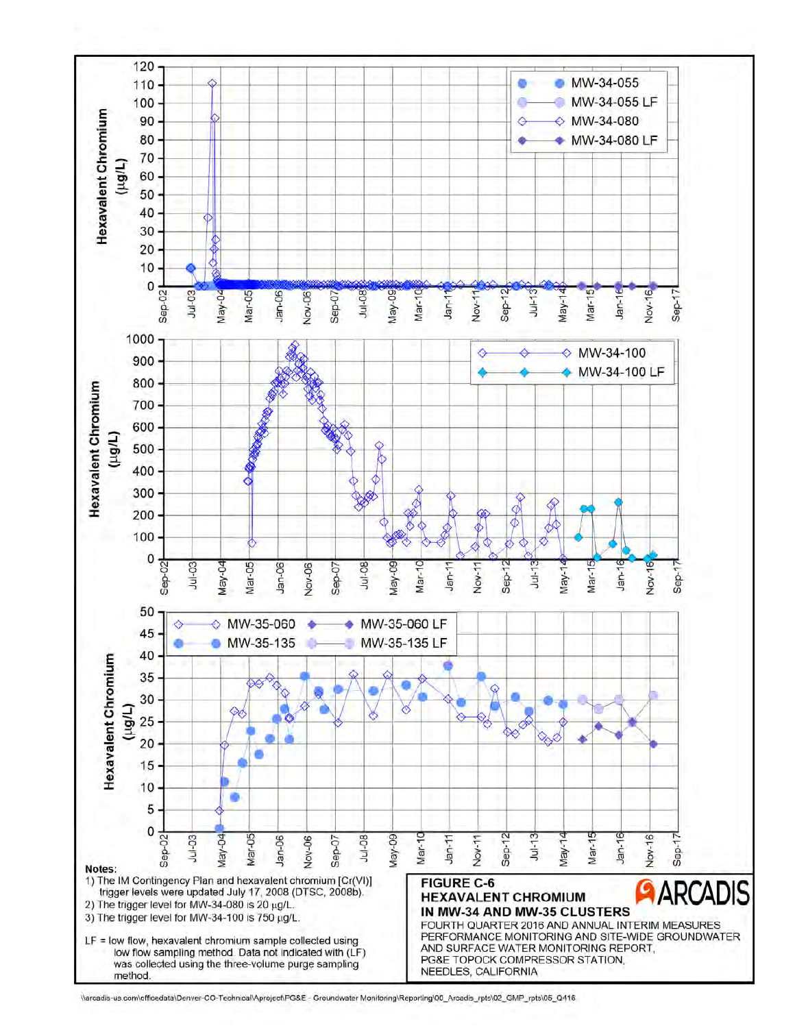Notes:
1) The IM Contingency Plan and hexavalent chromium [Cr(VI)] trigger levels were updated July 17, 2008 (DTSC, 2008b).
2) The trigger level for MW-34-080 is 20 µg/L.
3) The trigger level for MW-34-100 is 750 µg/L.

LF = low flow, hexavalent chromium sample collected using low flow sampling method. Data not indicated with (LF) was collected using the three-volume purge sampling method.

**FIGURE C-6**
**HEXAVALENT CHROMIUM IN MW-34 AND MW-35 CLUSTERS**

FOURTH QUARTER 2016 AND ANNUAL INTERIM MEASURES PERFORMANCE MONITORING AND SITE-WIDE GROUNDWATER AND SURFACE WATER MONITORING REPORT, PG&E TOPOCK COMPRESSOR STATION, NEEDLES, CALIFORNIA

ARCADIS

\\arcadis-us.com\officedata\Denver-CO-Technical\Aproject\PG&E - Groundwater Monitoring\Reporting\00_Arcadis_rpts\02_GMP_rpts\05_Q416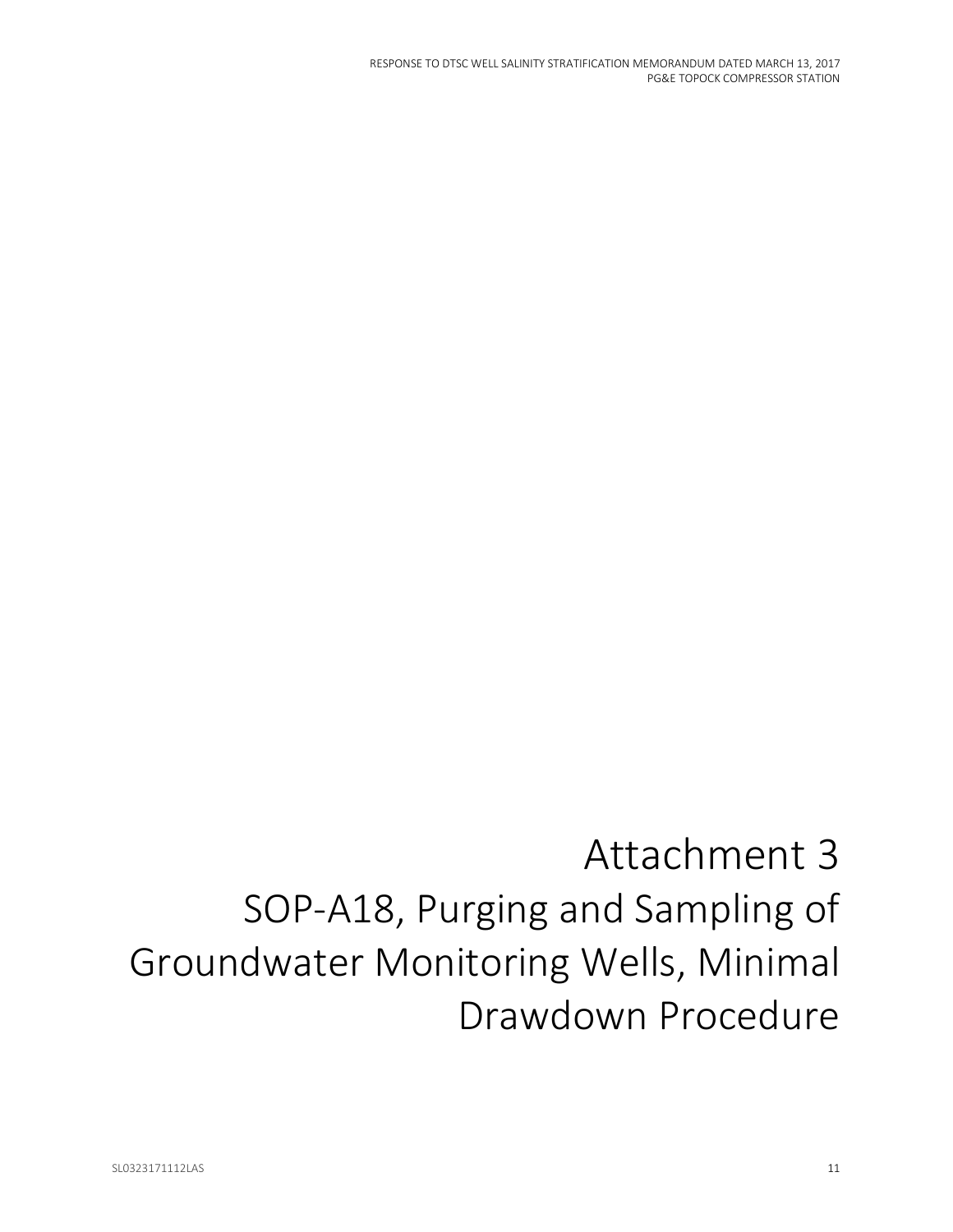# Attachment 3
# SOP-A18, Purging and Sampling of Groundwater Monitoring Wells, Minimal Drawdown Procedure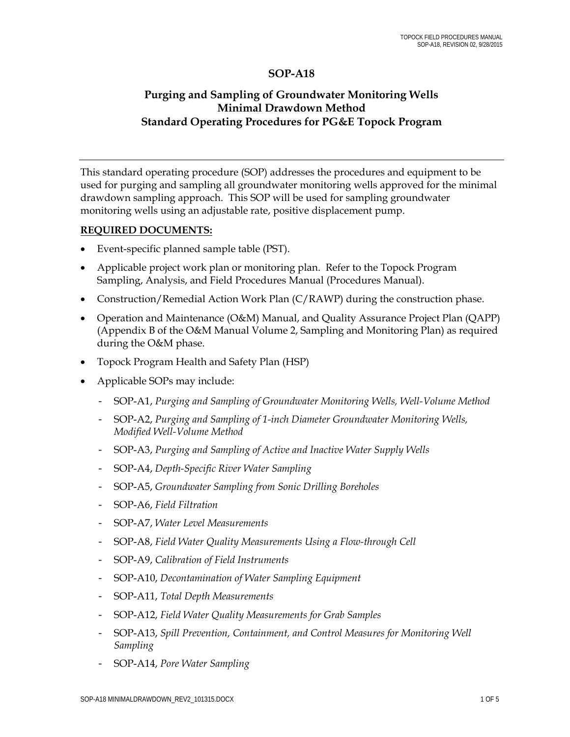# SOP-A18

## Purging and Sampling of Groundwater Monitoring Wells
## Minimal Drawdown Method
## Standard Operating Procedures for PG&E Topock Program

---

This standard operating procedure (SOP) addresses the procedures and equipment to be used for purging and sampling all groundwater monitoring wells approved for the minimal drawdown sampling approach. This SOP will be used for sampling groundwater monitoring wells using an adjustable rate, positive displacement pump.

**REQUIRED DOCUMENTS:**

- Event-specific planned sample table (PST).
- Applicable project work plan or monitoring plan. Refer to the Topock Program Sampling, Analysis, and Field Procedures Manual (Procedures Manual).
- Construction/Remedial Action Work Plan (C/RAWP) during the construction phase.
- Operation and Maintenance (O&M) Manual, and Quality Assurance Project Plan (QAPP) (Appendix B of the O&M Manual Volume 2, Sampling and Monitoring Plan) as required during the O&M phase.
- Topock Program Health and Safety Plan (HSP)
- Applicable SOPs may include:
  - SOP-A1, *Purging and Sampling of Groundwater Monitoring Wells, Well-Volume Method*
  - SOP-A2, *Purging and Sampling of 1-inch Diameter Groundwater Monitoring Wells, Modified Well-Volume Method*
  - SOP-A3, *Purging and Sampling of Active and Inactive Water Supply Wells*
  - SOP-A4, *Depth-Specific River Water Sampling*
  - SOP-A5, *Groundwater Sampling from Sonic Drilling Boreholes*
  - SOP-A6, *Field Filtration*
  - SOP-A7, *Water Level Measurements*
  - SOP-A8, *Field Water Quality Measurements Using a Flow-through Cell*
  - SOP-A9, *Calibration of Field Instruments*
  - SOP-A10, *Decontamination of Water Sampling Equipment*
  - SOP-A11, *Total Depth Measurements*
  - SOP-A12, *Field Water Quality Measurements for Grab Samples*
  - SOP-A13, *Spill Prevention, Containment, and Control Measures for Monitoring Well Sampling*
  - SOP-A14, *Pore Water Sampling*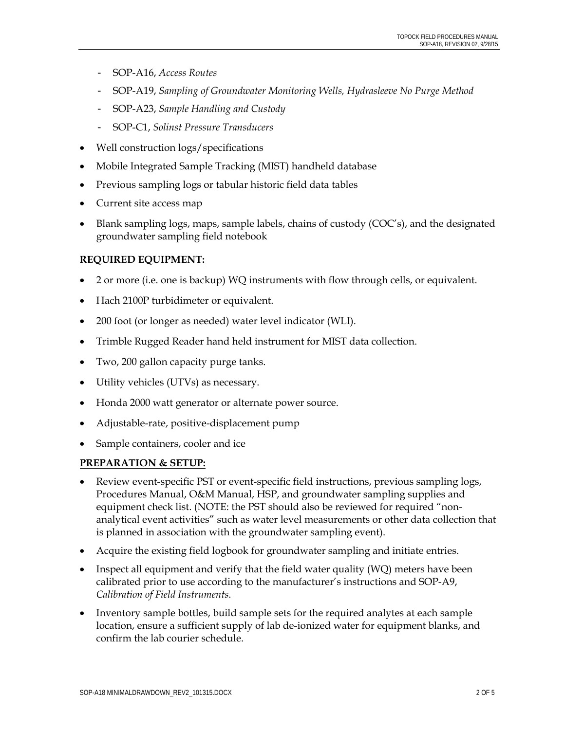- SOP-A16, *Access Routes*
  - SOP-A19, *Sampling of Groundwater Monitoring Wells, Hydrasleeve No Purge Method*
  - SOP-A23, *Sample Handling and Custody*
  - SOP-C1, *Solinst Pressure Transducers*
- Well construction logs/specifications
- Mobile Integrated Sample Tracking (MIST) handheld database
- Previous sampling logs or tabular historic field data tables
- Current site access map
- Blank sampling logs, maps, sample labels, chains of custody (COC's), and the designated groundwater sampling field notebook

**REQUIRED EQUIPMENT:**

- 2 or more (i.e. one is backup) WQ instruments with flow through cells, or equivalent.
- Hach 2100P turbidimeter or equivalent.
- 200 foot (or longer as needed) water level indicator (WLI).
- Trimble Rugged Reader hand held instrument for MIST data collection.
- Two, 200 gallon capacity purge tanks.
- Utility vehicles (UTVs) as necessary.
- Honda 2000 watt generator or alternate power source.
- Adjustable-rate, positive-displacement pump
- Sample containers, cooler and ice

**PREPARATION & SETUP:**

- Review event-specific PST or event-specific field instructions, previous sampling logs, Procedures Manual, O&M Manual, HSP, and groundwater sampling supplies and equipment check list. (NOTE: the PST should also be reviewed for required "non-analytical event activities" such as water level measurements or other data collection that is planned in association with the groundwater sampling event).
- Acquire the existing field logbook for groundwater sampling and initiate entries.
- Inspect all equipment and verify that the field water quality (WQ) meters have been calibrated prior to use according to the manufacturer's instructions and SOP-A9, *Calibration of Field Instruments*.
- Inventory sample bottles, build sample sets for the required analytes at each sample location, ensure a sufficient supply of lab de-ionized water for equipment blanks, and confirm the lab courier schedule.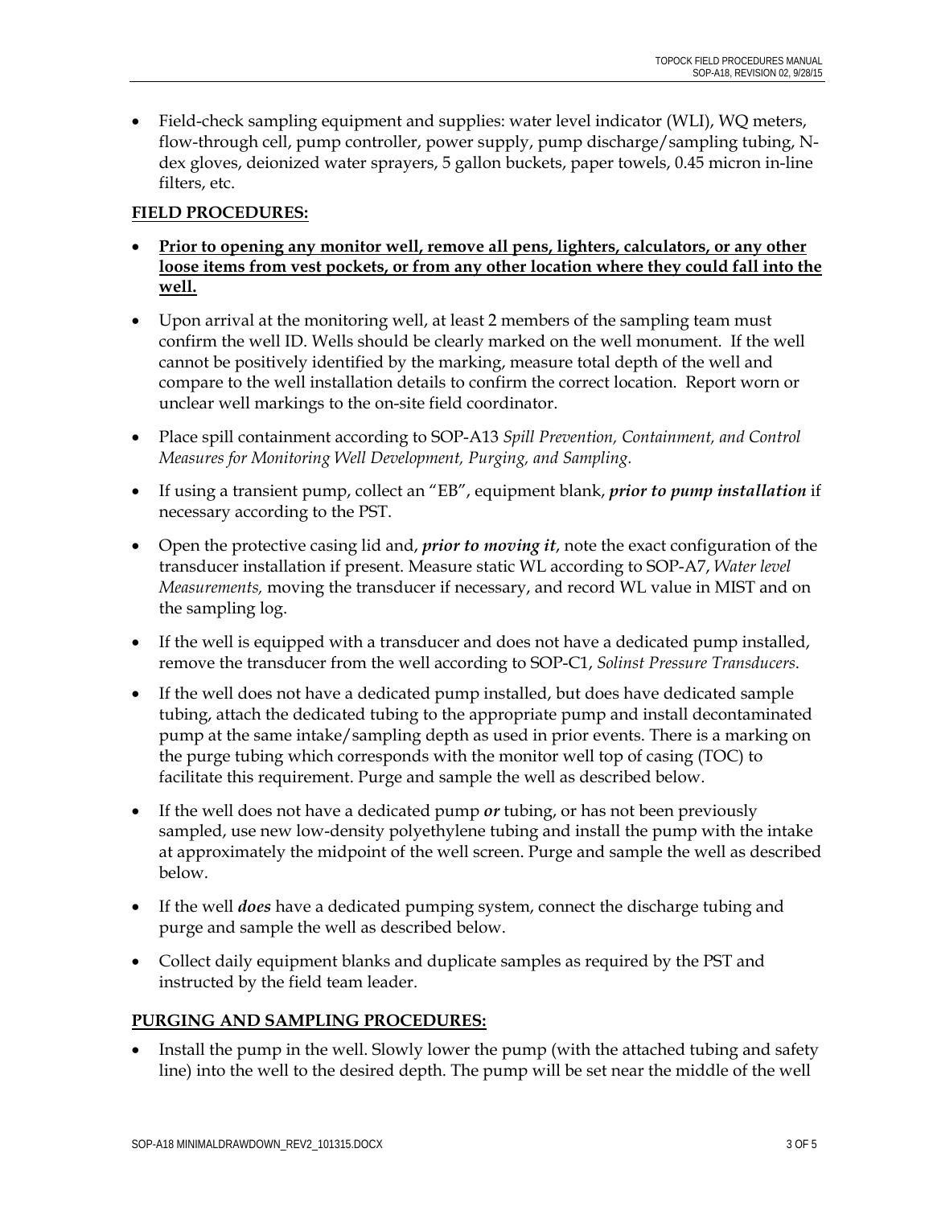- Field-check sampling equipment and supplies: water level indicator (WLI), WQ meters, flow-through cell, pump controller, power supply, pump discharge/sampling tubing, N-dex gloves, deionized water sprayers, 5 gallon buckets, paper towels, 0.45 micron in-line filters, etc.

**FIELD PROCEDURES:**

- **Prior to opening any monitor well, remove all pens, lighters, calculators, or any other loose items from vest pockets, or from any other location where they could fall into the well.**
- Upon arrival at the monitoring well, at least 2 members of the sampling team must confirm the well ID. Wells should be clearly marked on the well monument. If the well cannot be positively identified by the marking, measure total depth of the well and compare to the well installation details to confirm the correct location. Report worn or unclear well markings to the on-site field coordinator.
- Place spill containment according to SOP-A13 *Spill Prevention, Containment, and Control Measures for Monitoring Well Development, Purging, and Sampling*.
- If using a transient pump, collect an "EB", equipment blank, ***prior to pump installation*** if necessary according to the PST.
- Open the protective casing lid and, ***prior to moving it***, note the exact configuration of the transducer installation if present. Measure static WL according to SOP-A7, *Water level Measurements,* moving the transducer if necessary, and record WL value in MIST and on the sampling log.
- If the well is equipped with a transducer and does not have a dedicated pump installed, remove the transducer from the well according to SOP-C1, *Solinst Pressure Transducers*.
- If the well does not have a dedicated pump installed, but does have dedicated sample tubing, attach the dedicated tubing to the appropriate pump and install decontaminated pump at the same intake/sampling depth as used in prior events. There is a marking on the purge tubing which corresponds with the monitor well top of casing (TOC) to facilitate this requirement. Purge and sample the well as described below.
- If the well does not have a dedicated pump ***or*** tubing, or has not been previously sampled, use new low-density polyethylene tubing and install the pump with the intake at approximately the midpoint of the well screen. Purge and sample the well as described below.
- If the well ***does*** have a dedicated pumping system, connect the discharge tubing and purge and sample the well as described below.
- Collect daily equipment blanks and duplicate samples as required by the PST and instructed by the field team leader.

**PURGING AND SAMPLING PROCEDURES:**

- Install the pump in the well. Slowly lower the pump (with the attached tubing and safety line) into the well to the desired depth. The pump will be set near the middle of the well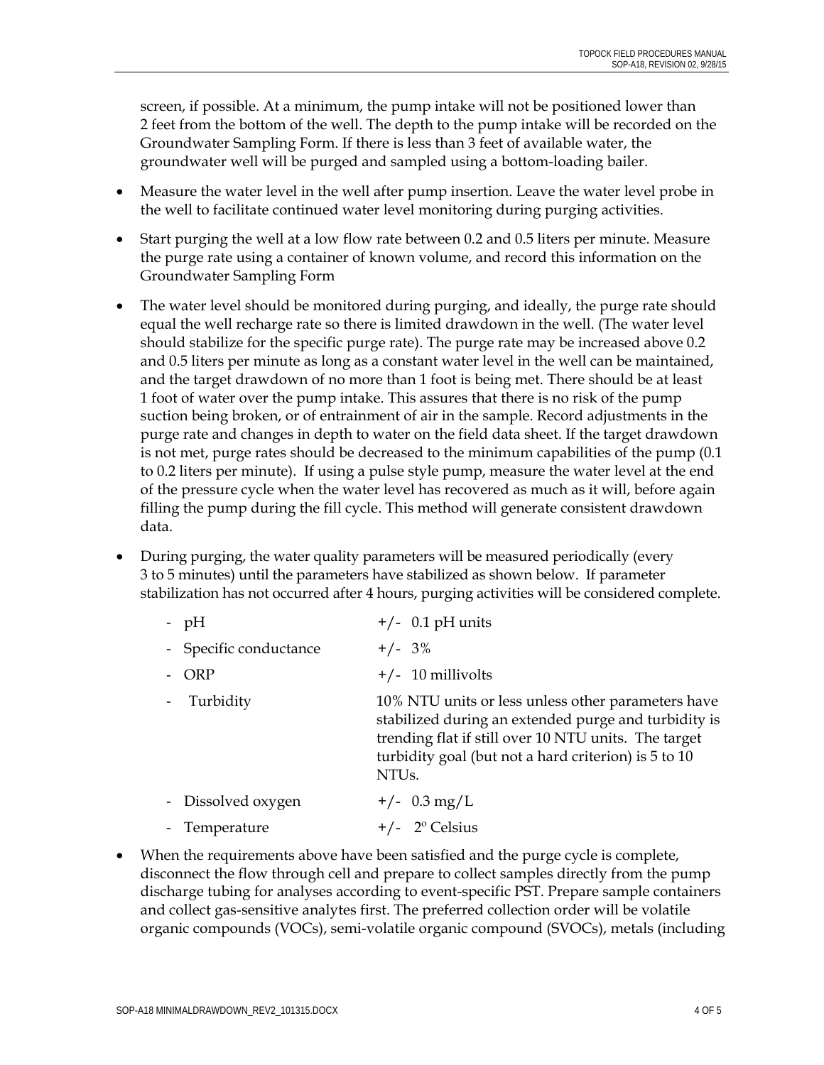screen, if possible. At a minimum, the pump intake will not be positioned lower than 2 feet from the bottom of the well. The depth to the pump intake will be recorded on the Groundwater Sampling Form. If there is less than 3 feet of available water, the groundwater well will be purged and sampled using a bottom-loading bailer.

- Measure the water level in the well after pump insertion. Leave the water level probe in the well to facilitate continued water level monitoring during purging activities.
- Start purging the well at a low flow rate between 0.2 and 0.5 liters per minute. Measure the purge rate using a container of known volume, and record this information on the Groundwater Sampling Form
- The water level should be monitored during purging, and ideally, the purge rate should equal the well recharge rate so there is limited drawdown in the well. (The water level should stabilize for the specific purge rate). The purge rate may be increased above 0.2 and 0.5 liters per minute as long as a constant water level in the well can be maintained, and the target drawdown of no more than 1 foot is being met. There should be at least 1 foot of water over the pump intake. This assures that there is no risk of the pump suction being broken, or of entrainment of air in the sample. Record adjustments in the purge rate and changes in depth to water on the field data sheet. If the target drawdown is not met, purge rates should be decreased to the minimum capabilities of the pump (0.1 to 0.2 liters per minute). If using a pulse style pump, measure the water level at the end of the pressure cycle when the water level has recovered as much as it will, before again filling the pump during the fill cycle. This method will generate consistent drawdown data.
- During purging, the water quality parameters will be measured periodically (every 3 to 5 minutes) until the parameters have stabilized as shown below. If parameter stabilization has not occurred after 4 hours, purging activities will be considered complete.

| Parameter | Stabilization Criterion |
|---|---|
| - pH | +/- 0.1 pH units |
| - Specific conductance | +/- 3% |
| - ORP | +/- 10 millivolts |
| - Turbidity | 10% NTU units or less unless other parameters have stabilized during an extended purge and turbidity is trending flat if still over 10 NTU units. The target turbidity goal (but not a hard criterion) is 5 to 10 NTUs. |
| - Dissolved oxygen | +/- 0.3 mg/L |
| - Temperature | +/- 2° Celsius |

- When the requirements above have been satisfied and the purge cycle is complete, disconnect the flow through cell and prepare to collect samples directly from the pump discharge tubing for analyses according to event-specific PST. Prepare sample containers and collect gas-sensitive analytes first. The preferred collection order will be volatile organic compounds (VOCs), semi-volatile organic compound (SVOCs), metals (including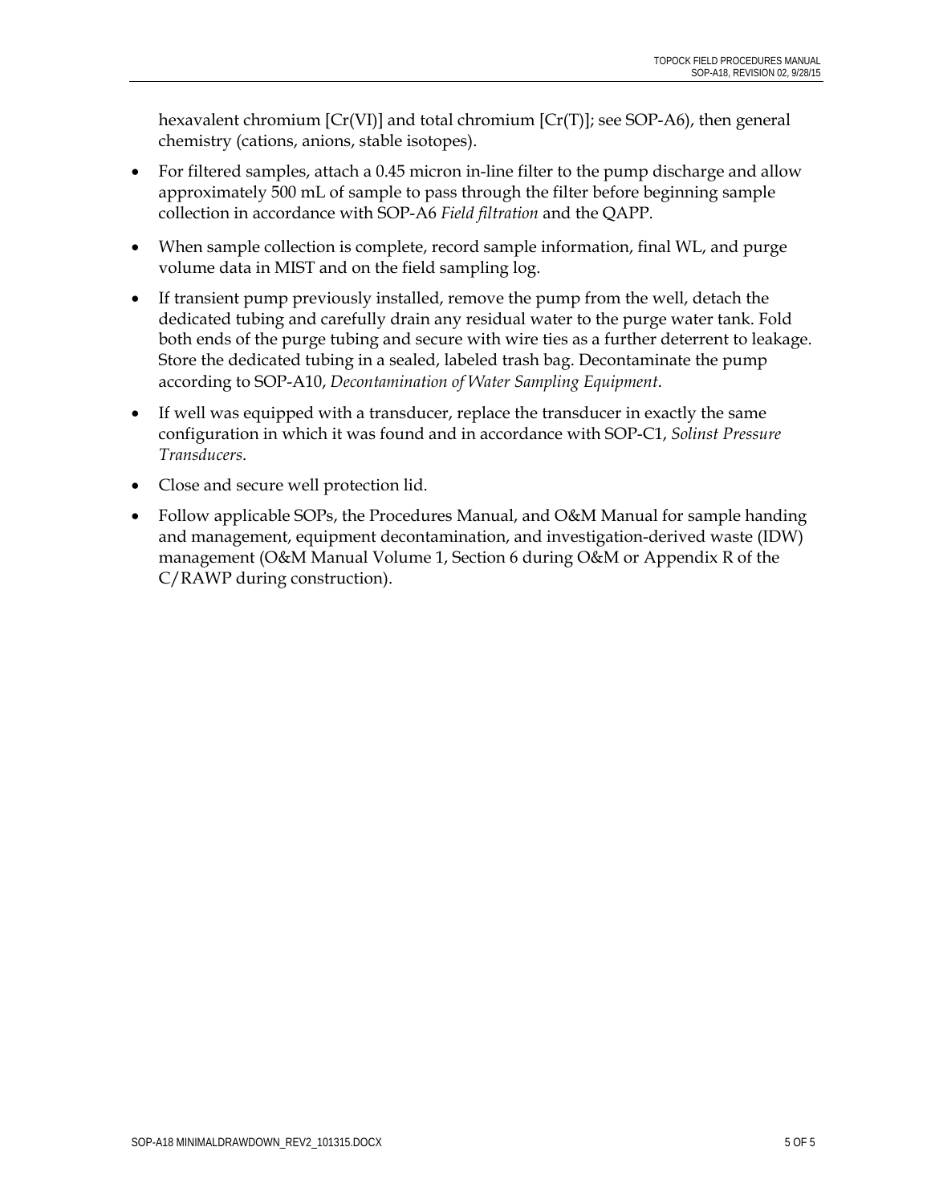hexavalent chromium [Cr(VI)] and total chromium [Cr(T)]; see SOP-A6), then general chemistry (cations, anions, stable isotopes).

- For filtered samples, attach a 0.45 micron in-line filter to the pump discharge and allow approximately 500 mL of sample to pass through the filter before beginning sample collection in accordance with SOP-A6 *Field filtration* and the QAPP.
- When sample collection is complete, record sample information, final WL, and purge volume data in MIST and on the field sampling log.
- If transient pump previously installed, remove the pump from the well, detach the dedicated tubing and carefully drain any residual water to the purge water tank. Fold both ends of the purge tubing and secure with wire ties as a further deterrent to leakage. Store the dedicated tubing in a sealed, labeled trash bag. Decontaminate the pump according to SOP-A10, *Decontamination of Water Sampling Equipment*.
- If well was equipped with a transducer, replace the transducer in exactly the same configuration in which it was found and in accordance with SOP-C1, *Solinst Pressure Transducers*.
- Close and secure well protection lid.
- Follow applicable SOPs, the Procedures Manual, and O&M Manual for sample handing and management, equipment decontamination, and investigation-derived waste (IDW) management (O&M Manual Volume 1, Section 6 during O&M or Appendix R of the C/RAWP during construction).